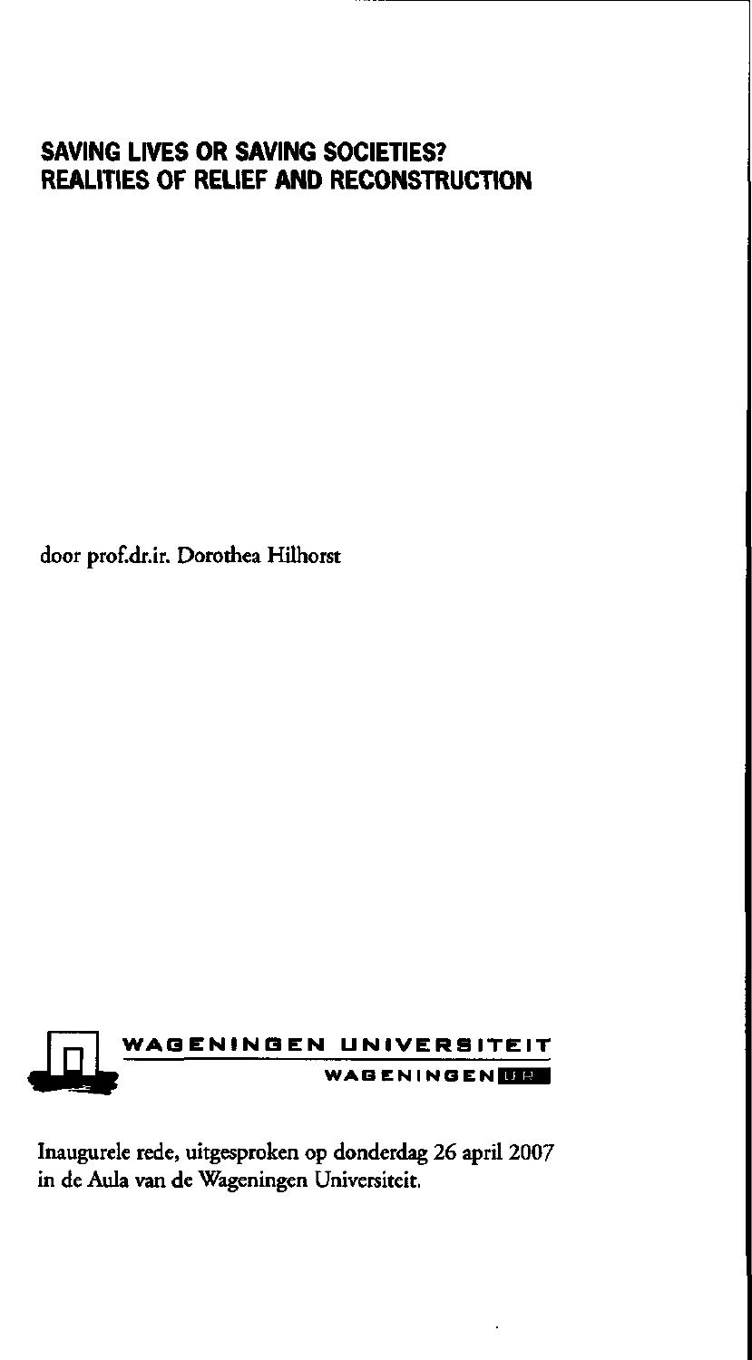# SAVING LIVES OR SAVING SOCIETIES?
# REALITIES OF RELIEF AND RECONSTRUCTION

door prof.dr.ir. Dorothea Hilhorst

WAGENINGEN UNIVERSITEIT

WAGENINGEN UR

Inaugurele rede, uitgesproken op donderdag 26 april 2007 in de Aula van de Wageningen Universiteit.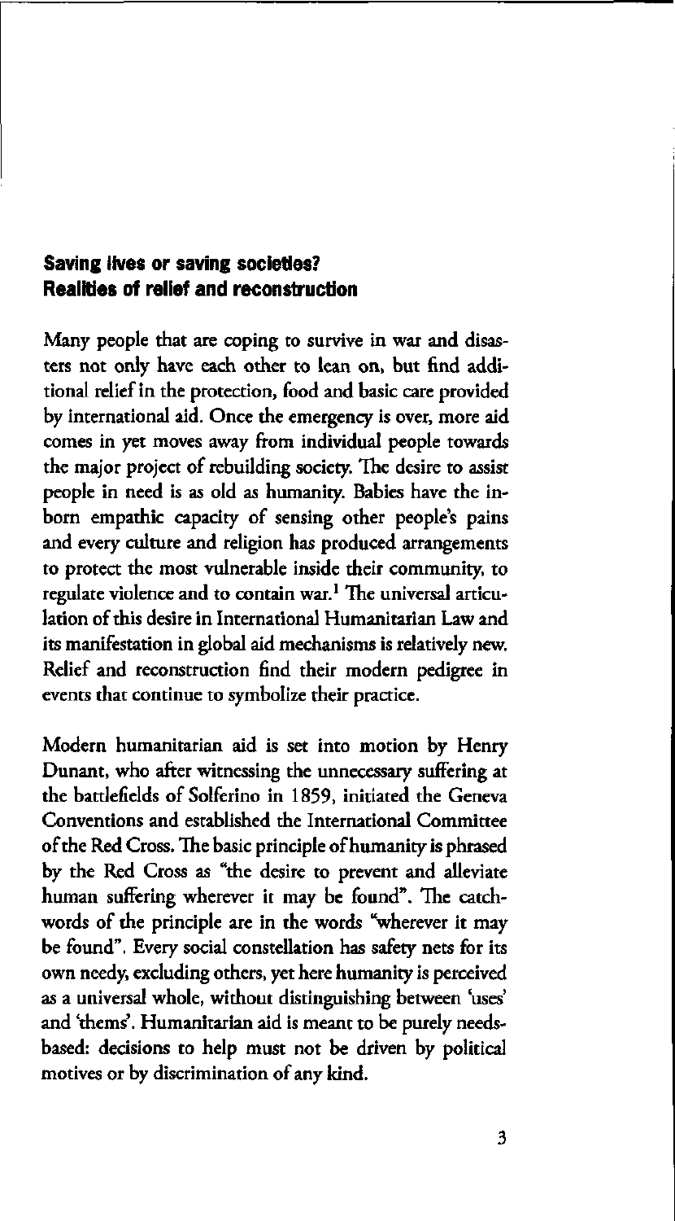## Saving lives or saving societies?
## Realities of relief and reconstruction

Many people that are coping to survive in war and disasters not only have each other to lean on, but find additional relief in the protection, food and basic care provided by international aid. Once the emergency is over, more aid comes in yet moves away from individual people towards the major project of rebuilding society. The desire to assist people in need is as old as humanity. Babies have the inborn empathic capacity of sensing other people's pains and every culture and religion has produced arrangements to protect the most vulnerable inside their community, to regulate violence and to contain war.[1] The universal articulation of this desire in International Humanitarian Law and its manifestation in global aid mechanisms is relatively new. Relief and reconstruction find their modern pedigree in events that continue to symbolize their practice.

Modern humanitarian aid is set into motion by Henry Dunant, who after witnessing the unnecessary suffering at the battlefields of Solferino in 1859, initiated the Geneva Conventions and established the International Committee of the Red Cross. The basic principle of humanity is phrased by the Red Cross as "the desire to prevent and alleviate human suffering wherever it may be found". The catchwords of the principle are in the words "wherever it may be found". Every social constellation has safety nets for its own needy, excluding others, yet here humanity is perceived as a universal whole, without distinguishing between 'uses' and 'thems'. Humanitarian aid is meant to be purely needs-based: decisions to help must not be driven by political motives or by discrimination of any kind.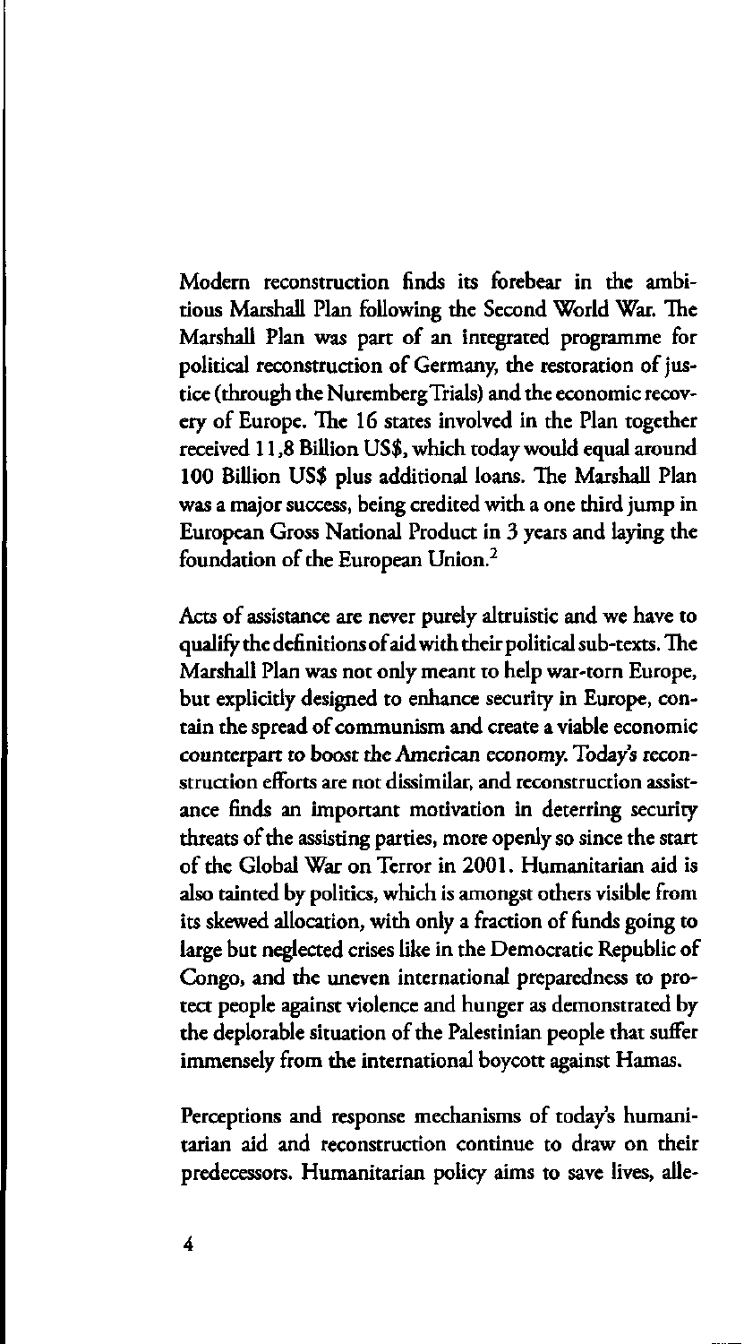Modern reconstruction finds its forebear in the ambitious Marshall Plan following the Second World War. The Marshall Plan was part of an integrated programme for political reconstruction of Germany, the restoration of justice (through the Nuremberg Trials) and the economic recovery of Europe. The 16 states involved in the Plan together received 11,8 Billion US$, which today would equal around 100 Billion US$ plus additional loans. The Marshall Plan was a major success, being credited with a one third jump in European Gross National Product in 3 years and laying the foundation of the European Union.[2]

Acts of assistance are never purely altruistic and we have to qualify the definitions of aid with their political sub-texts. The Marshall Plan was not only meant to help war-torn Europe, but explicitly designed to enhance security in Europe, contain the spread of communism and create a viable economic counterpart to boost the American economy. Today's reconstruction efforts are not dissimilar, and reconstruction assistance finds an important motivation in deterring security threats of the assisting parties, more openly so since the start of the Global War on Terror in 2001. Humanitarian aid is also tainted by politics, which is amongst others visible from its skewed allocation, with only a fraction of funds going to large but neglected crises like in the Democratic Republic of Congo, and the uneven international preparedness to protect people against violence and hunger as demonstrated by the deplorable situation of the Palestinian people that suffer immensely from the international boycott against Hamas.

Perceptions and response mechanisms of today's humanitarian aid and reconstruction continue to draw on their predecessors. Humanitarian policy aims to save lives, alle-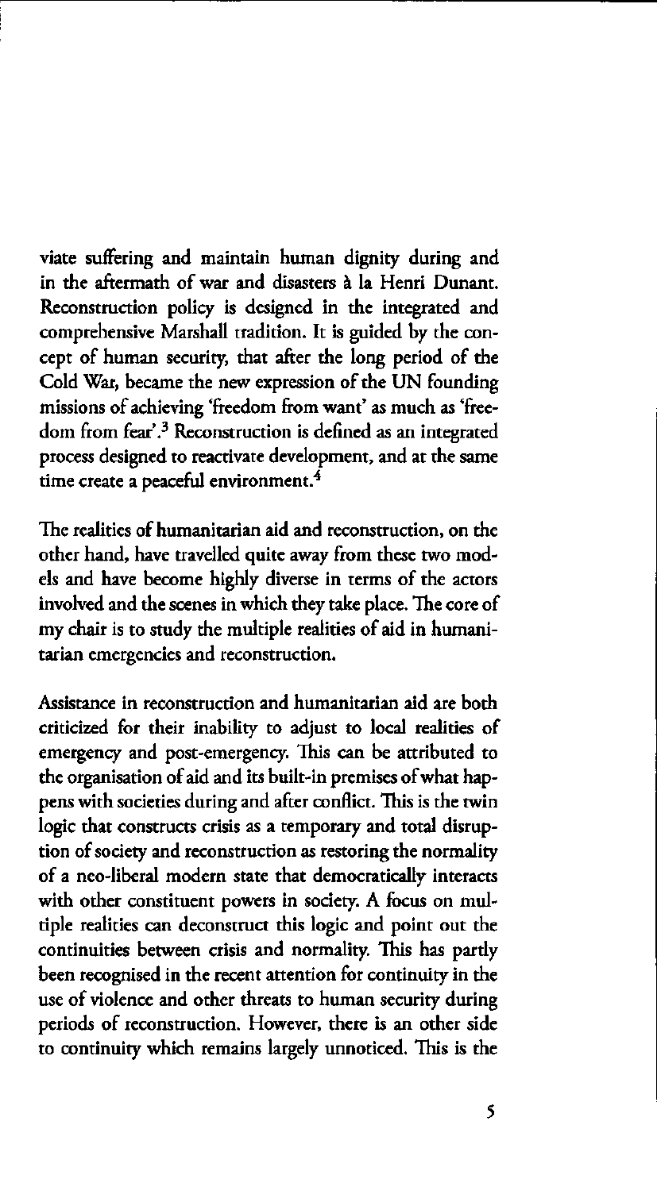viate suffering and maintain human dignity during and in the aftermath of war and disasters à la Henri Dunant. Reconstruction policy is designed in the integrated and comprehensive Marshall tradition. It is guided by the concept of human security, that after the long period of the Cold War, became the new expression of the UN founding missions of achieving 'freedom from want' as much as 'freedom from fear'.[3] Reconstruction is defined as an integrated process designed to reactivate development, and at the same time create a peaceful environment.[4]

The realities of humanitarian aid and reconstruction, on the other hand, have travelled quite away from these two models and have become highly diverse in terms of the actors involved and the scenes in which they take place. The core of my chair is to study the multiple realities of aid in humanitarian emergencies and reconstruction.

Assistance in reconstruction and humanitarian aid are both criticized for their inability to adjust to local realities of emergency and post-emergency. This can be attributed to the organisation of aid and its built-in premises of what happens with societies during and after conflict. This is the twin logic that constructs crisis as a temporary and total disruption of society and reconstruction as restoring the normality of a neo-liberal modern state that democratically interacts with other constituent powers in society. A focus on multiple realities can deconstruct this logic and point out the continuities between crisis and normality. This has partly been recognised in the recent attention for continuity in the use of violence and other threats to human security during periods of reconstruction. However, there is an other side to continuity which remains largely unnoticed. This is the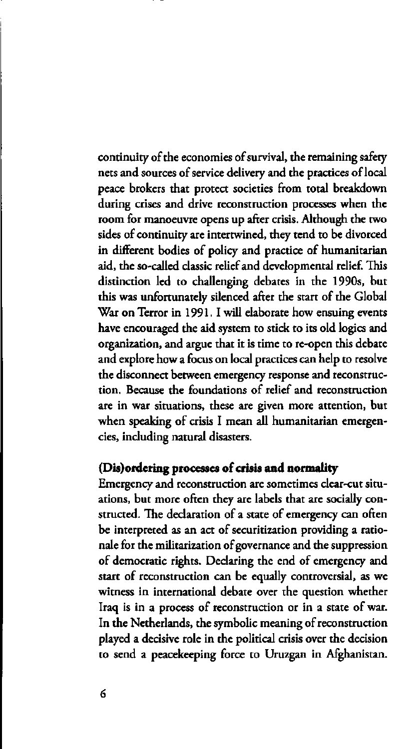continuity of the economies of survival, the remaining safety nets and sources of service delivery and the practices of local peace brokers that protect societies from total breakdown during crises and drive reconstruction processes when the room for manoeuvre opens up after crisis. Although the two sides of continuity are intertwined, they tend to be divorced in different bodies of policy and practice of humanitarian aid, the so-called classic relief and developmental relief. This distinction led to challenging debates in the 1990s, but this was unfortunately silenced after the start of the Global War on Terror in 1991. I will elaborate how ensuing events have encouraged the aid system to stick to its old logics and organization, and argue that it is time to re-open this debate and explore how a focus on local practices can help to resolve the disconnect between emergency response and reconstruction. Because the foundations of relief and reconstruction are in war situations, these are given more attention, but when speaking of crisis I mean all humanitarian emergencies, including natural disasters.

### (Dis)ordering processes of crisis and normality

Emergency and reconstruction are sometimes clear-cut situations, but more often they are labels that are socially constructed. The declaration of a state of emergency can often be interpreted as an act of securitization providing a rationale for the militarization of governance and the suppression of democratic rights. Declaring the end of emergency and start of reconstruction can be equally controversial, as we witness in international debate over the question whether Iraq is in a process of reconstruction or in a state of war. In the Netherlands, the symbolic meaning of reconstruction played a decisive role in the political crisis over the decision to send a peacekeeping force to Uruzgan in Afghanistan.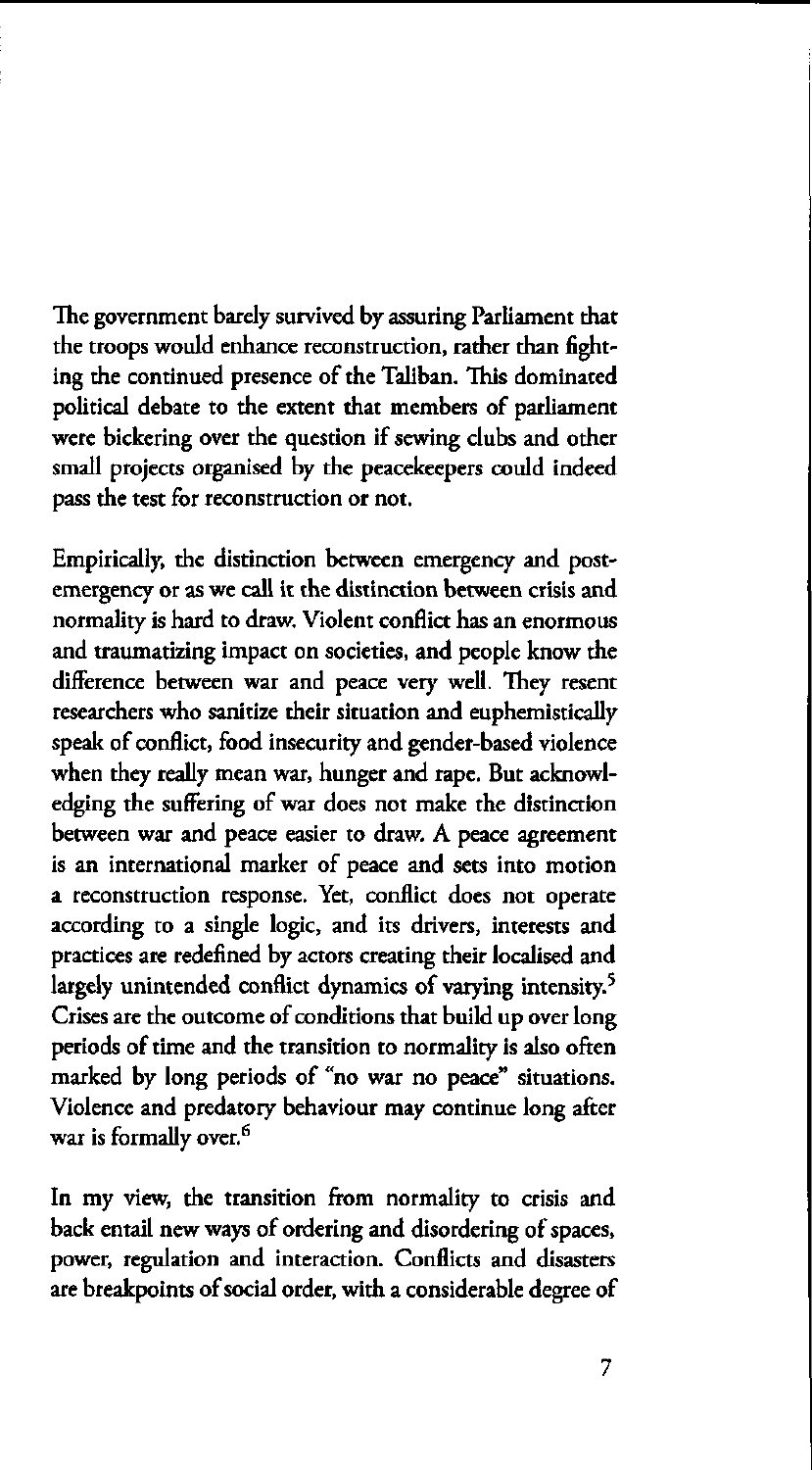The government barely survived by assuring Parliament that the troops would enhance reconstruction, rather than fighting the continued presence of the Taliban. This dominated political debate to the extent that members of parliament were bickering over the question if sewing clubs and other small projects organised by the peacekeepers could indeed pass the test for reconstruction or not.

Empirically, the distinction between emergency and post-emergency or as we call it the distinction between crisis and normality is hard to draw. Violent conflict has an enormous and traumatizing impact on societies, and people know the difference between war and peace very well. They resent researchers who sanitize their situation and euphemistically speak of conflict, food insecurity and gender-based violence when they really mean war, hunger and rape. But acknowledging the suffering of war does not make the distinction between war and peace easier to draw. A peace agreement is an international marker of peace and sets into motion a reconstruction response. Yet, conflict does not operate according to a single logic, and its drivers, interests and practices are redefined by actors creating their localised and largely unintended conflict dynamics of varying intensity.[5] Crises are the outcome of conditions that build up over long periods of time and the transition to normality is also often marked by long periods of "no war no peace" situations. Violence and predatory behaviour may continue long after war is formally over.[6]

In my view, the transition from normality to crisis and back entail new ways of ordering and disordering of spaces, power, regulation and interaction. Conflicts and disasters are breakpoints of social order, with a considerable degree of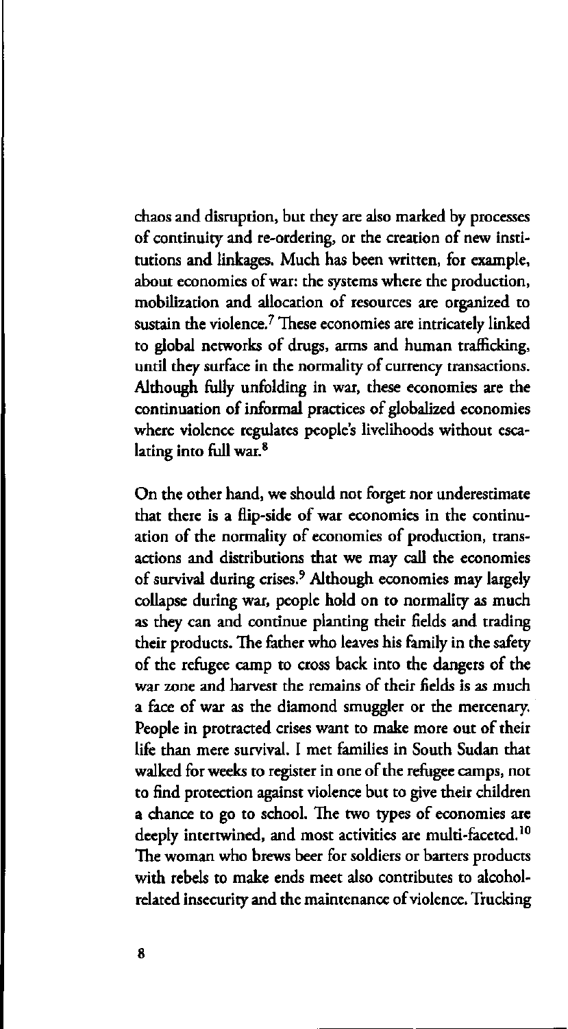chaos and disruption, but they are also marked by processes of continuity and re-ordering, or the creation of new institutions and linkages. Much has been written, for example, about economies of war: the systems where the production, mobilization and allocation of resources are organized to sustain the violence.[7] These economies are intricately linked to global networks of drugs, arms and human trafficking, until they surface in the normality of currency transactions. Although fully unfolding in war, these economies are the continuation of informal practices of globalized economies where violence regulates people's livelihoods without escalating into full war.[8]

On the other hand, we should not forget nor underestimate that there is a flip-side of war economies in the continuation of the normality of economies of production, transactions and distributions that we may call the economies of survival during crises.[9] Although economies may largely collapse during war, people hold on to normality as much as they can and continue planting their fields and trading their products. The father who leaves his family in the safety of the refugee camp to cross back into the dangers of the war zone and harvest the remains of their fields is as much a face of war as the diamond smuggler or the mercenary. People in protracted crises want to make more out of their life than mere survival. I met families in South Sudan that walked for weeks to register in one of the refugee camps, not to find protection against violence but to give their children a chance to go to school. The two types of economies are deeply intertwined, and most activities are multi-faceted.[10] The woman who brews beer for soldiers or barters products with rebels to make ends meet also contributes to alcohol-related insecurity and the maintenance of violence. Trucking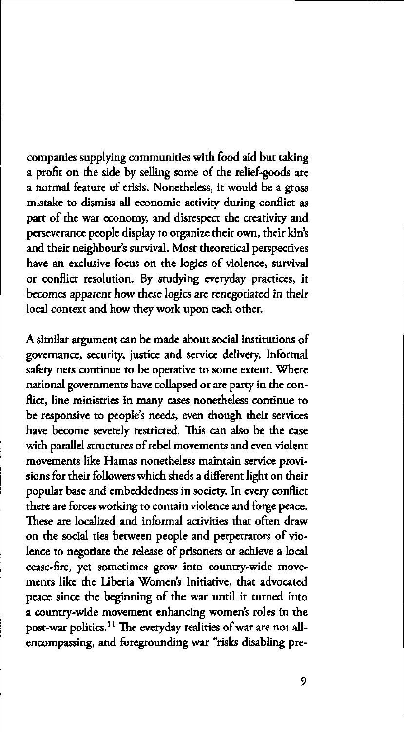companies supplying communities with food aid but taking a profit on the side by selling some of the relief-goods are a normal feature of crisis. Nonetheless, it would be a gross mistake to dismiss all economic activity during conflict as part of the war economy, and disrespect the creativity and perseverance people display to organize their own, their kin's and their neighbour's survival. Most theoretical perspectives have an exclusive focus on the logics of violence, survival or conflict resolution. By studying everyday practices, it becomes apparent how these logics are renegotiated in their local context and how they work upon each other.

A similar argument can be made about social institutions of governance, security, justice and service delivery. Informal safety nets continue to be operative to some extent. Where national governments have collapsed or are party in the conflict, line ministries in many cases nonetheless continue to be responsive to people's needs, even though their services have become severely restricted. This can also be the case with parallel structures of rebel movements and even violent movements like Hamas nonetheless maintain service provisions for their followers which sheds a different light on their popular base and embeddedness in society. In every conflict there are forces working to contain violence and forge peace. These are localized and informal activities that often draw on the social ties between people and perpetrators of violence to negotiate the release of prisoners or achieve a local cease-fire, yet sometimes grow into country-wide movements like the Liberia Women's Initiative, that advocated peace since the beginning of the war until it turned into a country-wide movement enhancing women's roles in the post-war politics.[11] The everyday realities of war are not all-encompassing, and foregrounding war "risks disabling pre-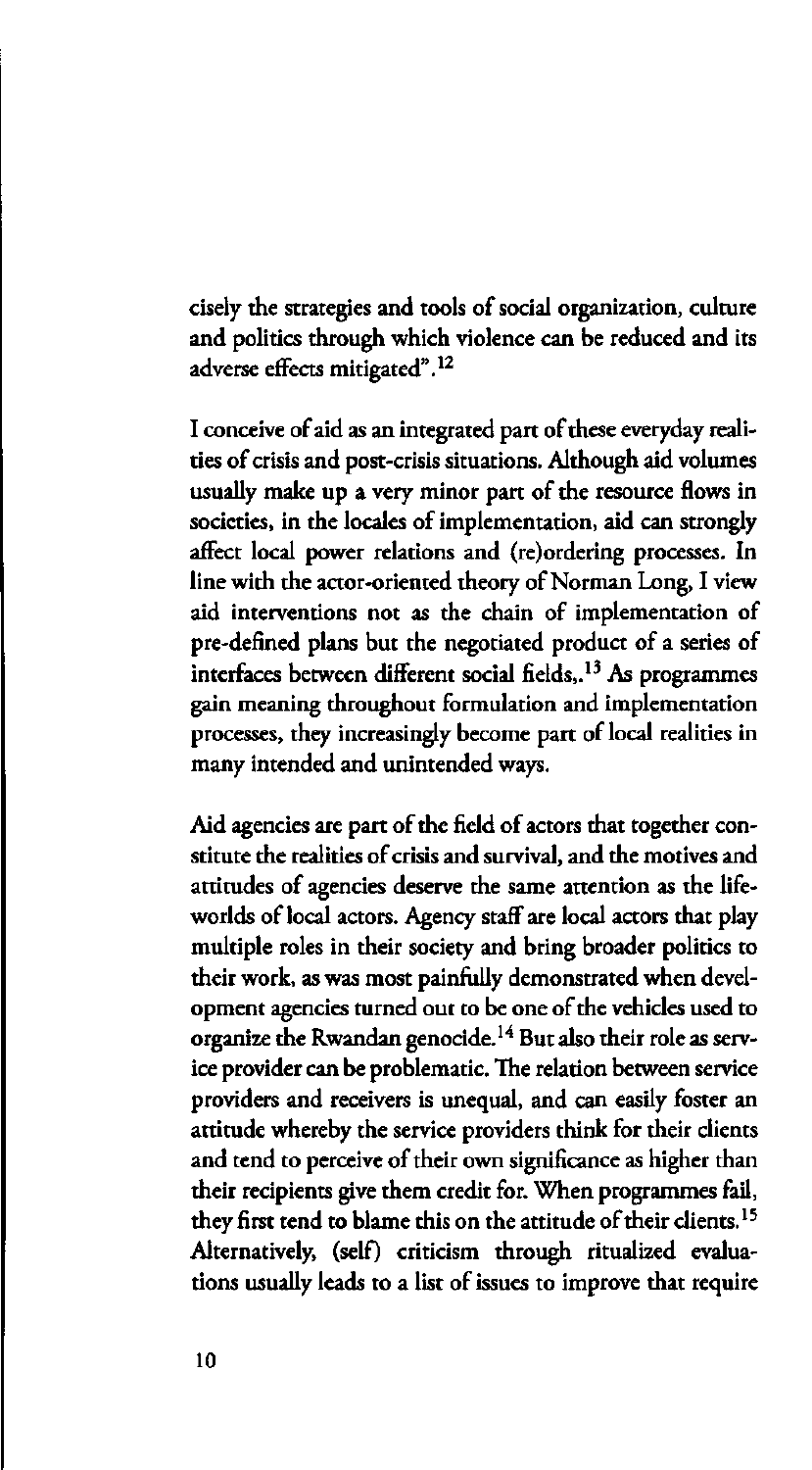cisely the strategies and tools of social organization, culture and politics through which violence can be reduced and its adverse effects mitigated".[12]

I conceive of aid as an integrated part of these everyday realities of crisis and post-crisis situations. Although aid volumes usually make up a very minor part of the resource flows in societies, in the locales of implementation, aid can strongly affect local power relations and (re)ordering processes. In line with the actor-oriented theory of Norman Long, I view aid interventions not as the chain of implementation of pre-defined plans but the negotiated product of a series of interfaces between different social fields,.[13] As programmes gain meaning throughout formulation and implementation processes, they increasingly become part of local realities in many intended and unintended ways.

Aid agencies are part of the field of actors that together constitute the realities of crisis and survival, and the motives and attitudes of agencies deserve the same attention as the lifeworlds of local actors. Agency staff are local actors that play multiple roles in their society and bring broader politics to their work, as was most painfully demonstrated when development agencies turned out to be one of the vehicles used to organize the Rwandan genocide.[14] But also their role as service provider can be problematic. The relation between service providers and receivers is unequal, and can easily foster an attitude whereby the service providers think for their clients and tend to perceive of their own significance as higher than their recipients give them credit for. When programmes fail, they first tend to blame this on the attitude of their clients.[15] Alternatively, (self) criticism through ritualized evaluations usually leads to a list of issues to improve that require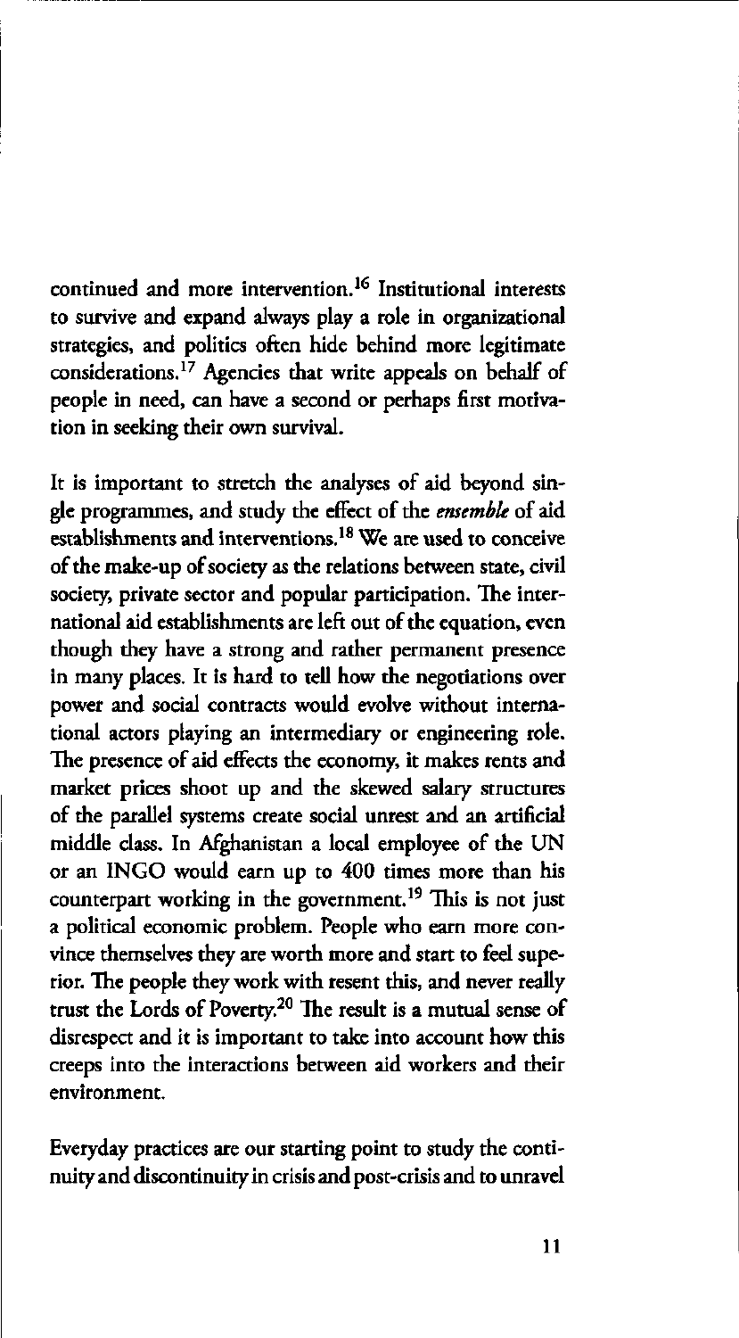continued and more intervention.[16] Institutional interests to survive and expand always play a role in organizational strategies, and politics often hide behind more legitimate considerations.[17] Agencies that write appeals on behalf of people in need, can have a second or perhaps first motivation in seeking their own survival.

It is important to stretch the analyses of aid beyond single programmes, and study the effect of the *ensemble* of aid establishments and interventions.[18] We are used to conceive of the make-up of society as the relations between state, civil society, private sector and popular participation. The international aid establishments are left out of the equation, even though they have a strong and rather permanent presence in many places. It is hard to tell how the negotiations over power and social contracts would evolve without international actors playing an intermediary or engineering role. The presence of aid effects the economy, it makes rents and market prices shoot up and the skewed salary structures of the parallel systems create social unrest and an artificial middle class. In Afghanistan a local employee of the UN or an INGO would earn up to 400 times more than his counterpart working in the government.[19] This is not just a political economic problem. People who earn more convince themselves they are worth more and start to feel superior. The people they work with resent this, and never really trust the Lords of Poverty.[20] The result is a mutual sense of disrespect and it is important to take into account how this creeps into the interactions between aid workers and their environment.

Everyday practices are our starting point to study the continuity and discontinuity in crisis and post-crisis and to unravel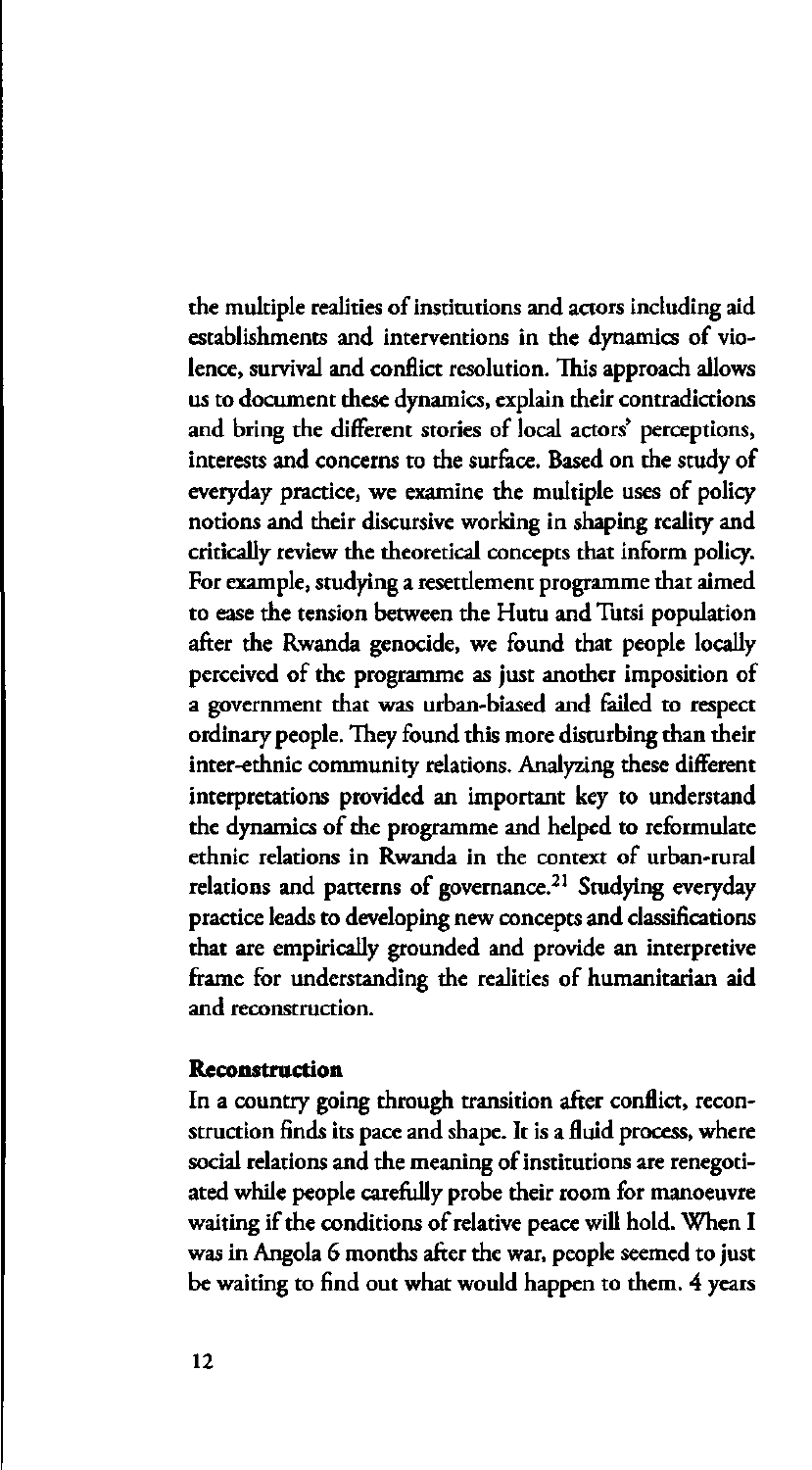the multiple realities of institutions and actors including aid establishments and interventions in the dynamics of violence, survival and conflict resolution. This approach allows us to document these dynamics, explain their contradictions and bring the different stories of local actors' perceptions, interests and concerns to the surface. Based on the study of everyday practice, we examine the multiple uses of policy notions and their discursive working in shaping reality and critically review the theoretical concepts that inform policy. For example, studying a resettlement programme that aimed to ease the tension between the Hutu and Tutsi population after the Rwanda genocide, we found that people locally perceived of the programme as just another imposition of a government that was urban-biased and failed to respect ordinary people. They found this more disturbing than their inter-ethnic community relations. Analyzing these different interpretations provided an important key to understand the dynamics of the programme and helped to reformulate ethnic relations in Rwanda in the context of urban-rural relations and patterns of governance.[21] Studying everyday practice leads to developing new concepts and classifications that are empirically grounded and provide an interpretive frame for understanding the realities of humanitarian aid and reconstruction.

**Reconstruction**

In a country going through transition after conflict, reconstruction finds its pace and shape. It is a fluid process, where social relations and the meaning of institutions are renegotiated while people carefully probe their room for manoeuvre waiting if the conditions of relative peace will hold. When I was in Angola 6 months after the war, people seemed to just be waiting to find out what would happen to them. 4 years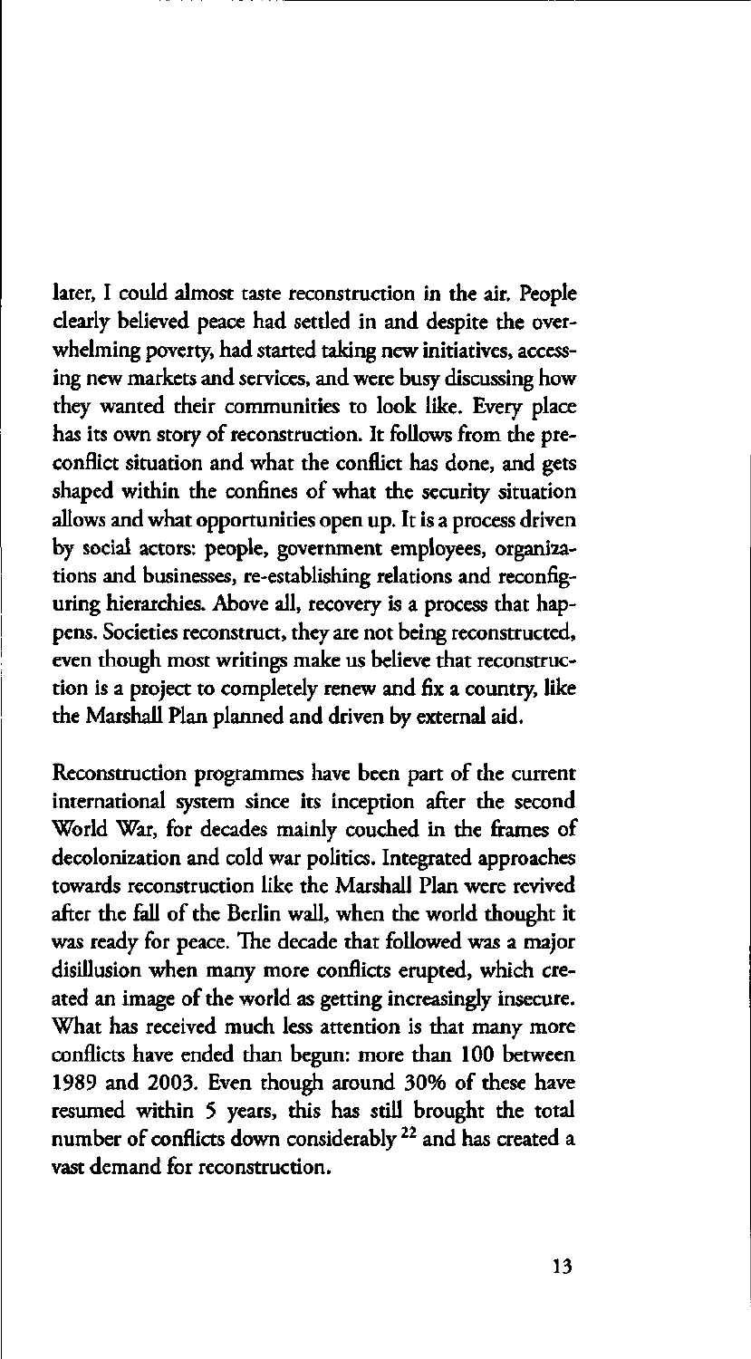later, I could almost taste reconstruction in the air. People clearly believed peace had settled in and despite the overwhelming poverty, had started taking new initiatives, accessing new markets and services, and were busy discussing how they wanted their communities to look like. Every place has its own story of reconstruction. It follows from the pre-conflict situation and what the conflict has done, and gets shaped within the confines of what the security situation allows and what opportunities open up. It is a process driven by social actors: people, government employees, organizations and businesses, re-establishing relations and reconfiguring hierarchies. Above all, recovery is a process that happens. Societies reconstruct, they are not being reconstructed, even though most writings make us believe that reconstruction is a project to completely renew and fix a country, like the Marshall Plan planned and driven by external aid.

Reconstruction programmes have been part of the current international system since its inception after the second World War, for decades mainly couched in the frames of decolonization and cold war politics. Integrated approaches towards reconstruction like the Marshall Plan were revived after the fall of the Berlin wall, when the world thought it was ready for peace. The decade that followed was a major disillusion when many more conflicts erupted, which created an image of the world as getting increasingly insecure. What has received much less attention is that many more conflicts have ended than begun: more than 100 between 1989 and 2003. Even though around 30% of these have resumed within 5 years, this has still brought the total number of conflicts down considerably [22] and has created a vast demand for reconstruction.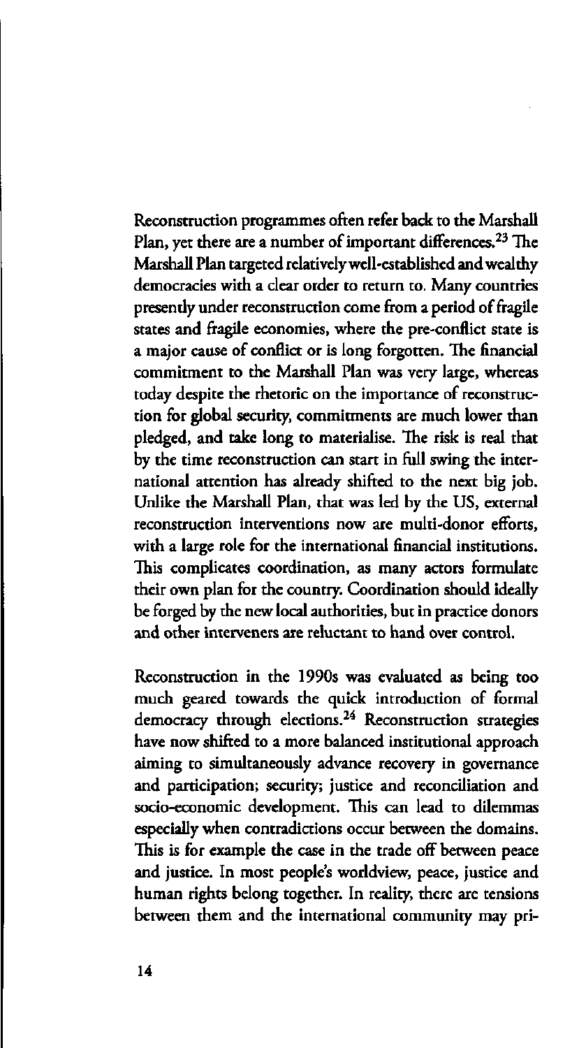Reconstruction programmes often refer back to the Marshall Plan, yet there are a number of important differences.[23] The Marshall Plan targeted relatively well-established and wealthy democracies with a clear order to return to. Many countries presently under reconstruction come from a period of fragile states and fragile economies, where the pre-conflict state is a major cause of conflict or is long forgotten. The financial commitment to the Marshall Plan was very large, whereas today despite the rhetoric on the importance of reconstruction for global security, commitments are much lower than pledged, and take long to materialise. The risk is real that by the time reconstruction can start in full swing the international attention has already shifted to the next big job. Unlike the Marshall Plan, that was led by the US, external reconstruction interventions now are multi-donor efforts, with a large role for the international financial institutions. This complicates coordination, as many actors formulate their own plan for the country. Coordination should ideally be forged by the new local authorities, but in practice donors and other interveners are reluctant to hand over control.

Reconstruction in the 1990s was evaluated as being too much geared towards the quick introduction of formal democracy through elections.[24] Reconstruction strategies have now shifted to a more balanced institutional approach aiming to simultaneously advance recovery in governance and participation; security; justice and reconciliation and socio-economic development. This can lead to dilemmas especially when contradictions occur between the domains. This is for example the case in the trade off between peace and justice. In most people's worldview, peace, justice and human rights belong together. In reality, there are tensions between them and the international community may pri-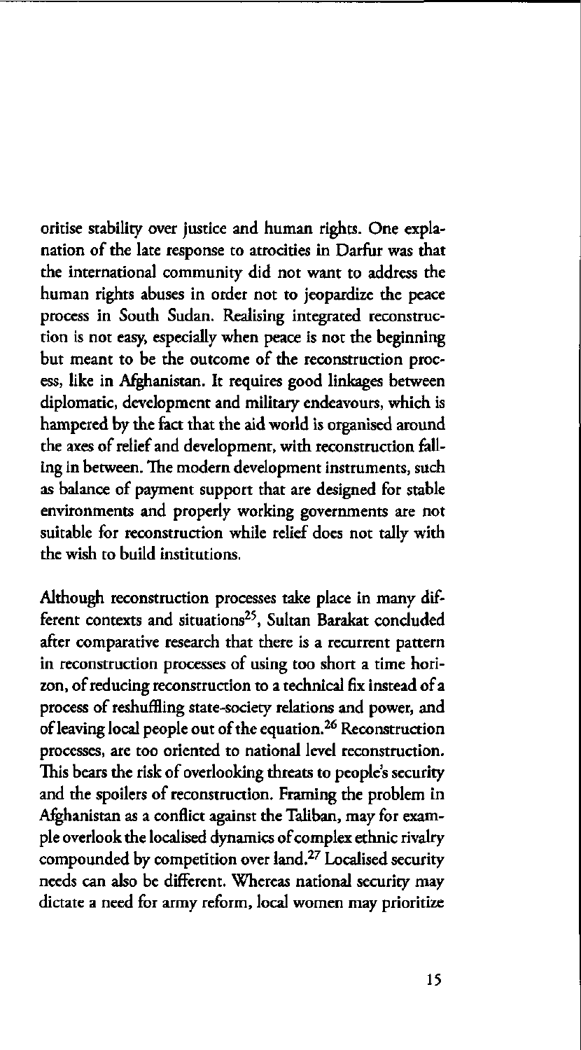oritise stability over justice and human rights. One explanation of the late response to atrocities in Darfur was that the international community did not want to address the human rights abuses in order not to jeopardize the peace process in South Sudan. Realising integrated reconstruction is not easy, especially when peace is not the beginning but meant to be the outcome of the reconstruction process, like in Afghanistan. It requires good linkages between diplomatic, development and military endeavours, which is hampered by the fact that the aid world is organised around the axes of relief and development, with reconstruction falling in between. The modern development instruments, such as balance of payment support that are designed for stable environments and properly working governments are not suitable for reconstruction while relief does not tally with the wish to build institutions.

Although reconstruction processes take place in many different contexts and situations[25], Sultan Barakat concluded after comparative research that there is a recurrent pattern in reconstruction processes of using too short a time horizon, of reducing reconstruction to a technical fix instead of a process of reshuffling state-society relations and power, and of leaving local people out of the equation.[26] Reconstruction processes, are too oriented to national level reconstruction. This bears the risk of overlooking threats to people's security and the spoilers of reconstruction. Framing the problem in Afghanistan as a conflict against the Taliban, may for example overlook the localised dynamics of complex ethnic rivalry compounded by competition over land.[27] Localised security needs can also be different. Whereas national security may dictate a need for army reform, local women may prioritize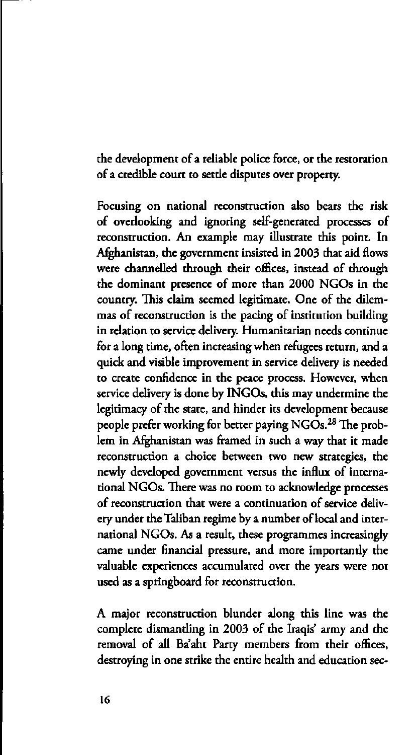the development of a reliable police force, or the restoration of a credible court to settle disputes over property.

Focusing on national reconstruction also bears the risk of overlooking and ignoring self-generated processes of reconstruction. An example may illustrate this point. In Afghanistan, the government insisted in 2003 that aid flows were channelled through their offices, instead of through the dominant presence of more than 2000 NGOs in the country. This claim seemed legitimate. One of the dilemmas of reconstruction is the pacing of institution building in relation to service delivery. Humanitarian needs continue for a long time, often increasing when refugees return, and a quick and visible improvement in service delivery is needed to create confidence in the peace process. However, when service delivery is done by INGOs, this may undermine the legitimacy of the state, and hinder its development because people prefer working for better paying NGOs.[28] The problem in Afghanistan was framed in such a way that it made reconstruction a choice between two new strategies, the newly developed government versus the influx of international NGOs. There was no room to acknowledge processes of reconstruction that were a continuation of service delivery under the Taliban regime by a number of local and international NGOs. As a result, these programmes increasingly came under financial pressure, and more importantly the valuable experiences accumulated over the years were not used as a springboard for reconstruction.

A major reconstruction blunder along this line was the complete dismantling in 2003 of the Iraqis' army and the removal of all Ba'aht Party members from their offices, destroying in one strike the entire health and education sec-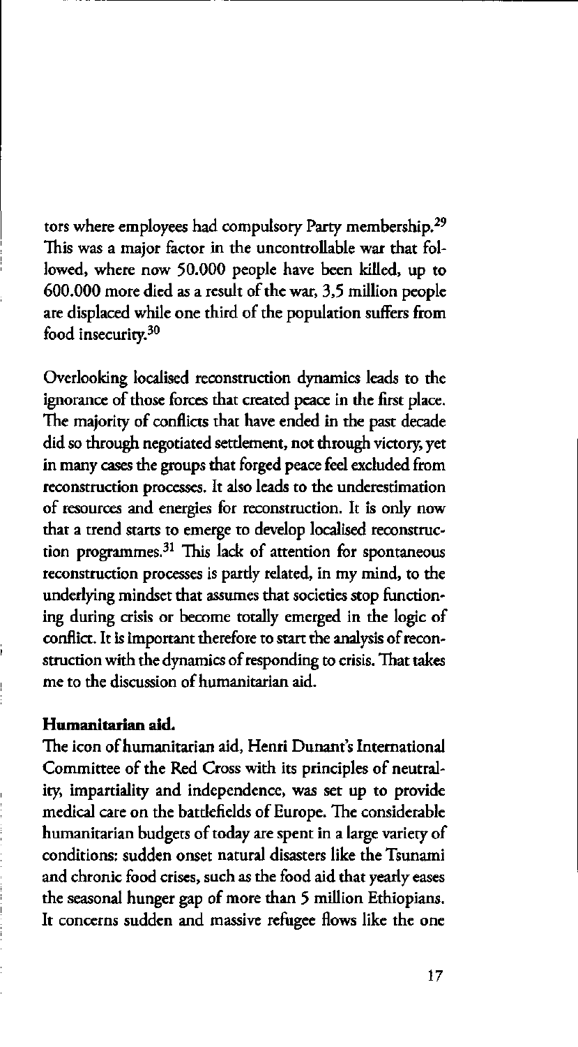tors where employees had compulsory Party membership.[29] This was a major factor in the uncontrollable war that followed, where now 50.000 people have been killed, up to 600.000 more died as a result of the war, 3,5 million people are displaced while one third of the population suffers from food insecurity.[30]

Overlooking localised reconstruction dynamics leads to the ignorance of those forces that created peace in the first place. The majority of conflicts that have ended in the past decade did so through negotiated settlement, not through victory, yet in many cases the groups that forged peace feel excluded from reconstruction processes. It also leads to the underestimation of resources and energies for reconstruction. It is only now that a trend starts to emerge to develop localised reconstruction programmes.[31] This lack of attention for spontaneous reconstruction processes is partly related, in my mind, to the underlying mindset that assumes that societies stop functioning during crisis or become totally emerged in the logic of conflict. It is important therefore to start the analysis of reconstruction with the dynamics of responding to crisis. That takes me to the discussion of humanitarian aid.

**Humanitarian aid.**

The icon of humanitarian aid, Henri Dunant's International Committee of the Red Cross with its principles of neutrality, impartiality and independence, was set up to provide medical care on the battlefields of Europe. The considerable humanitarian budgets of today are spent in a large variety of conditions: sudden onset natural disasters like the Tsunami and chronic food crises, such as the food aid that yearly eases the seasonal hunger gap of more than 5 million Ethiopians. It concerns sudden and massive refugee flows like the one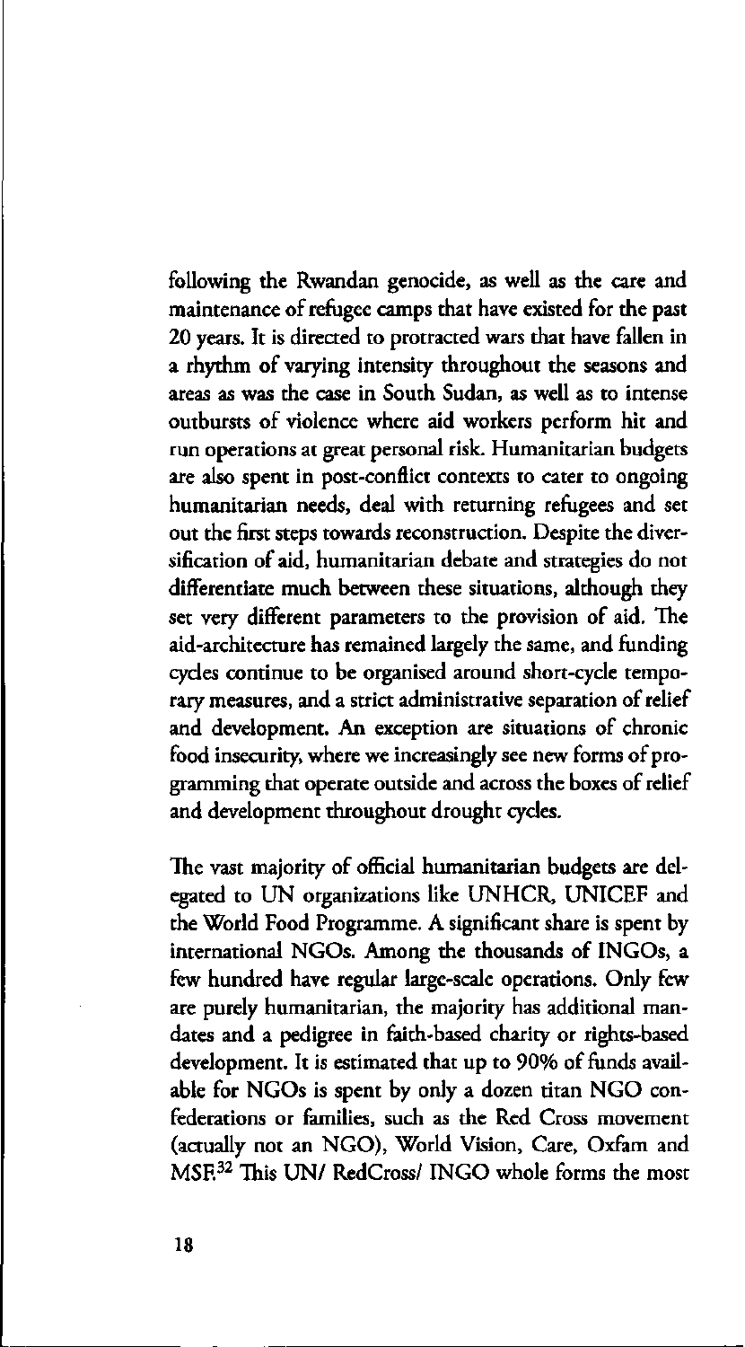following the Rwandan genocide, as well as the care and maintenance of refugee camps that have existed for the past 20 years. It is directed to protracted wars that have fallen in a rhythm of varying intensity throughout the seasons and areas as was the case in South Sudan, as well as to intense outbursts of violence where aid workers perform hit and run operations at great personal risk. Humanitarian budgets are also spent in post-conflict contexts to cater to ongoing humanitarian needs, deal with returning refugees and set out the first steps towards reconstruction. Despite the diversification of aid, humanitarian debate and strategies do not differentiate much between these situations, although they set very different parameters to the provision of aid. The aid-architecture has remained largely the same, and funding cycles continue to be organised around short-cycle temporary measures, and a strict administrative separation of relief and development. An exception are situations of chronic food insecurity, where we increasingly see new forms of programming that operate outside and across the boxes of relief and development throughout drought cycles.

The vast majority of official humanitarian budgets are delegated to UN organizations like UNHCR, UNICEF and the World Food Programme. A significant share is spent by international NGOs. Among the thousands of INGOs, a few hundred have regular large-scale operations. Only few are purely humanitarian, the majority has additional mandates and a pedigree in faith-based charity or rights-based development. It is estimated that up to 90% of funds available for NGOs is spent by only a dozen titan NGO confederations or families, such as the Red Cross movement (actually not an NGO), World Vision, Care, Oxfam and MSF.[32] This UN/ RedCross/ INGO whole forms the most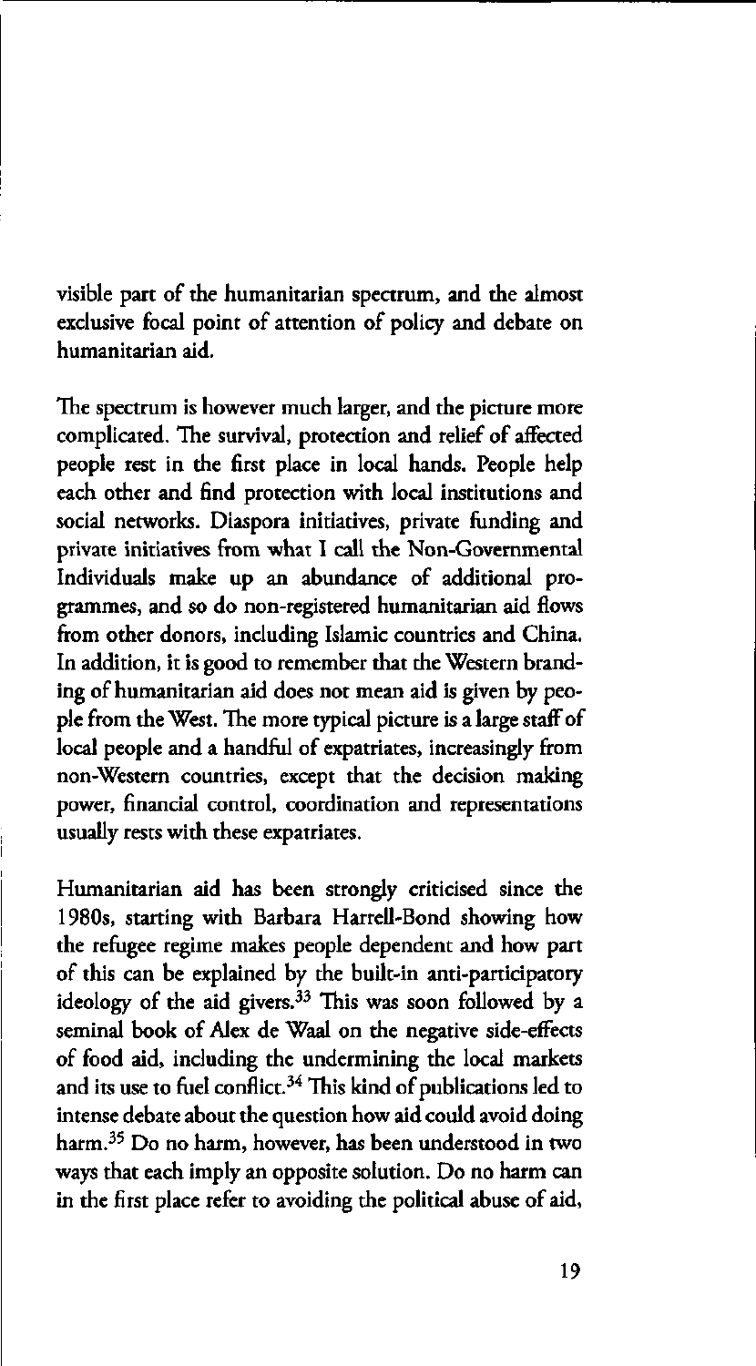visible part of the humanitarian spectrum, and the almost exclusive focal point of attention of policy and debate on humanitarian aid.

The spectrum is however much larger, and the picture more complicated. The survival, protection and relief of affected people rest in the first place in local hands. People help each other and find protection with local institutions and social networks. Diaspora initiatives, private funding and private initiatives from what I call the Non-Governmental Individuals make up an abundance of additional programmes, and so do non-registered humanitarian aid flows from other donors, including Islamic countries and China. In addition, it is good to remember that the Western branding of humanitarian aid does not mean aid is given by people from the West. The more typical picture is a large staff of local people and a handful of expatriates, increasingly from non-Western countries, except that the decision making power, financial control, coordination and representations usually rests with these expatriates.

Humanitarian aid has been strongly criticised since the 1980s, starting with Barbara Harrell-Bond showing how the refugee regime makes people dependent and how part of this can be explained by the built-in anti-participatory ideology of the aid givers.[33] This was soon followed by a seminal book of Alex de Waal on the negative side-effects of food aid, including the undermining the local markets and its use to fuel conflict.[34] This kind of publications led to intense debate about the question how aid could avoid doing harm.[35] Do no harm, however, has been understood in two ways that each imply an opposite solution. Do no harm can in the first place refer to avoiding the political abuse of aid,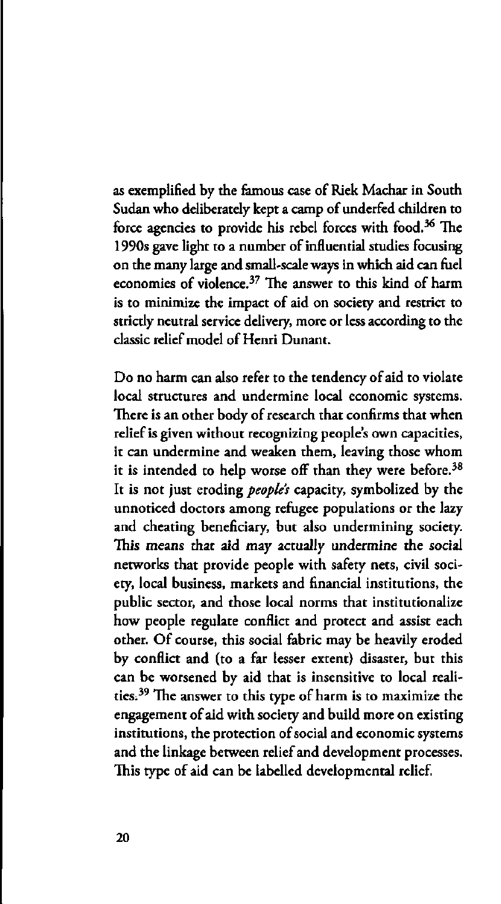as exemplified by the famous case of Riek Machar in South Sudan who deliberately kept a camp of underfed children to force agencies to provide his rebel forces with food.[36] The 1990s gave light to a number of influential studies focusing on the many large and small-scale ways in which aid can fuel economies of violence.[37] The answer to this kind of harm is to minimize the impact of aid on society and restrict to strictly neutral service delivery, more or less according to the classic relief model of Henri Dunant.

Do no harm can also refer to the tendency of aid to violate local structures and undermine local economic systems. There is an other body of research that confirms that when relief is given without recognizing people's own capacities, it can undermine and weaken them, leaving those whom it is intended to help worse off than they were before.[38] It is not just eroding *people's* capacity, symbolized by the unnoticed doctors among refugee populations or the lazy and cheating beneficiary, but also undermining society. This means that aid may actually undermine the social networks that provide people with safety nets, civil society, local business, markets and financial institutions, the public sector, and those local norms that institutionalize how people regulate conflict and protect and assist each other. Of course, this social fabric may be heavily eroded by conflict and (to a far lesser extent) disaster, but this can be worsened by aid that is insensitive to local realities.[39] The answer to this type of harm is to maximize the engagement of aid with society and build more on existing institutions, the protection of social and economic systems and the linkage between relief and development processes. This type of aid can be labelled developmental relief.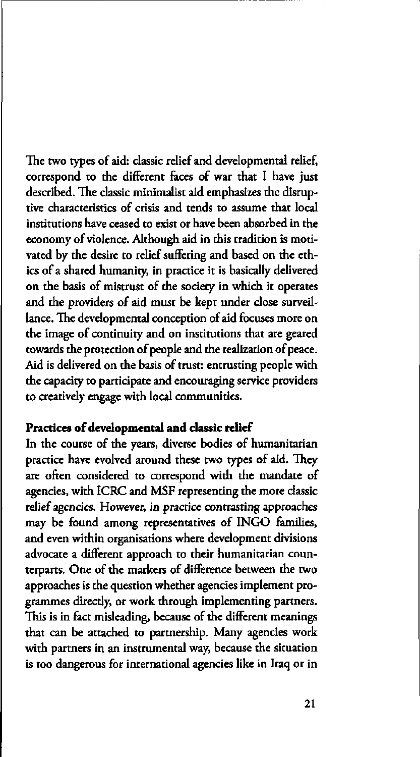The two types of aid: classic relief and developmental relief, correspond to the different faces of war that I have just described. The classic minimalist aid emphasizes the disruptive characteristics of crisis and tends to assume that local institutions have ceased to exist or have been absorbed in the economy of violence. Although aid in this tradition is motivated by the desire to relief suffering and based on the ethics of a shared humanity, in practice it is basically delivered on the basis of mistrust of the society in which it operates and the providers of aid must be kept under close surveillance. The developmental conception of aid focuses more on the image of continuity and on institutions that are geared towards the protection of people and the realization of peace. Aid is delivered on the basis of trust: entrusting people with the capacity to participate and encouraging service providers to creatively engage with local communities.

**Practices of developmental and classic relief**

In the course of the years, diverse bodies of humanitarian practice have evolved around these two types of aid. They are often considered to correspond with the mandate of agencies, with ICRC and MSF representing the more classic relief agencies. However, in practice contrasting approaches may be found among representatives of INGO families, and even within organisations where development divisions advocate a different approach to their humanitarian counterparts. One of the markers of difference between the two approaches is the question whether agencies implement programmes directly, or work through implementing partners. This is in fact misleading, because of the different meanings that can be attached to partnership. Many agencies work with partners in an instrumental way, because the situation is too dangerous for international agencies like in Iraq or in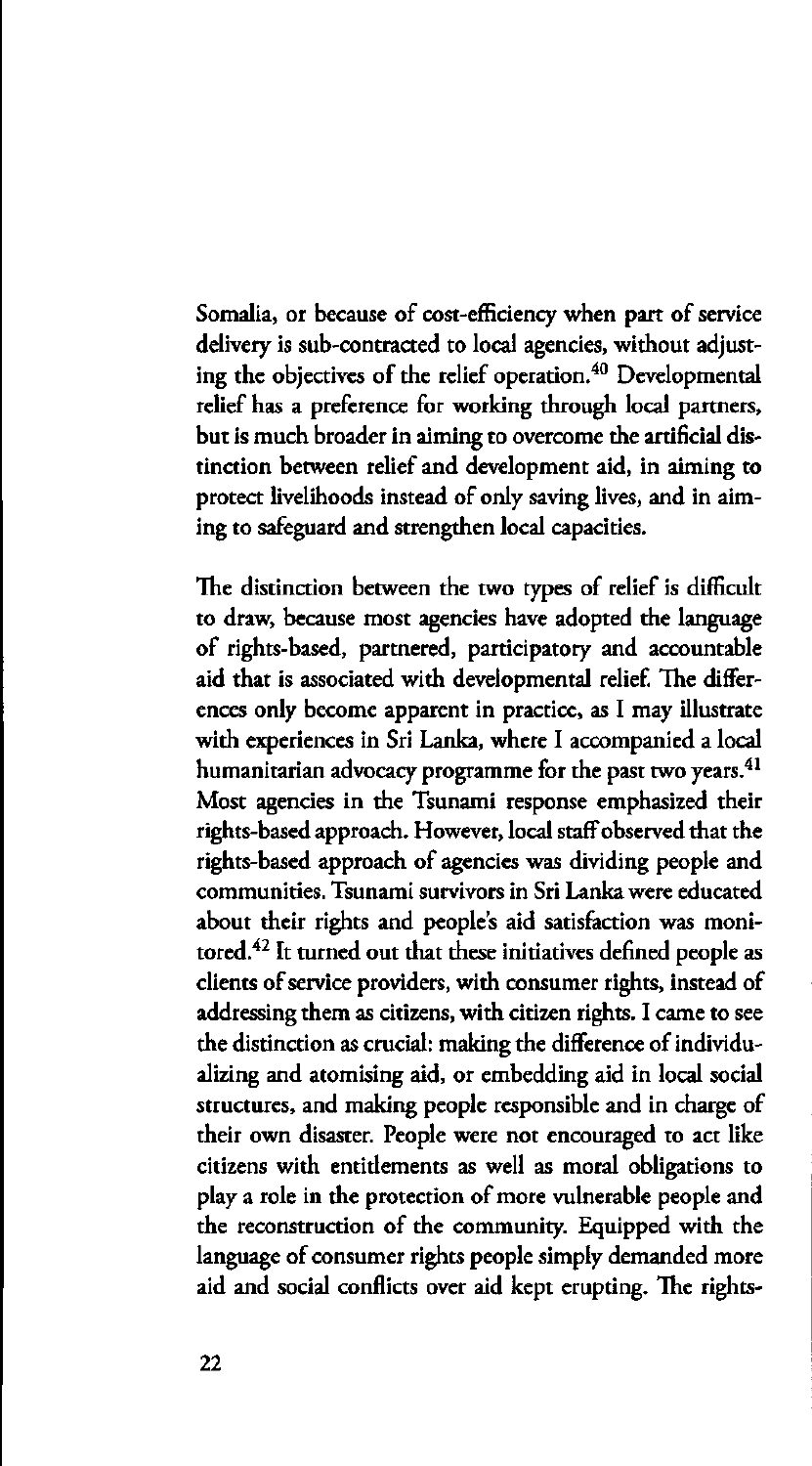Somalia, or because of cost-efficiency when part of service delivery is sub-contracted to local agencies, without adjusting the objectives of the relief operation.[40] Developmental relief has a preference for working through local partners, but is much broader in aiming to overcome the artificial distinction between relief and development aid, in aiming to protect livelihoods instead of only saving lives, and in aiming to safeguard and strengthen local capacities.

The distinction between the two types of relief is difficult to draw, because most agencies have adopted the language of rights-based, partnered, participatory and accountable aid that is associated with developmental relief. The differences only become apparent in practice, as I may illustrate with experiences in Sri Lanka, where I accompanied a local humanitarian advocacy programme for the past two years.[41] Most agencies in the Tsunami response emphasized their rights-based approach. However, local staff observed that the rights-based approach of agencies was dividing people and communities. Tsunami survivors in Sri Lanka were educated about their rights and people's aid satisfaction was monitored.[42] It turned out that these initiatives defined people as clients of service providers, with consumer rights, instead of addressing them as citizens, with citizen rights. I came to see the distinction as crucial: making the difference of individualizing and atomising aid, or embedding aid in local social structures, and making people responsible and in charge of their own disaster. People were not encouraged to act like citizens with entitlements as well as moral obligations to play a role in the protection of more vulnerable people and the reconstruction of the community. Equipped with the language of consumer rights people simply demanded more aid and social conflicts over aid kept erupting. The rights-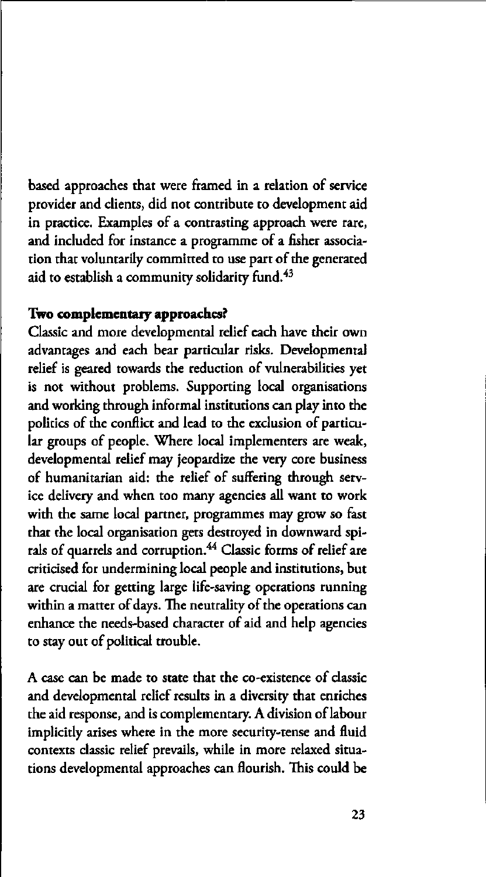based approaches that were framed in a relation of service provider and clients, did not contribute to development aid in practice. Examples of a contrasting approach were rare, and included for instance a programme of a fisher association that voluntarily committed to use part of the generated aid to establish a community solidarity fund.[43]

**Two complementary approaches?**

Classic and more developmental relief each have their own advantages and each bear particular risks. Developmental relief is geared towards the reduction of vulnerabilities yet is not without problems. Supporting local organisations and working through informal institutions can play into the politics of the conflict and lead to the exclusion of particular groups of people. Where local implementers are weak, developmental relief may jeopardize the very core business of humanitarian aid: the relief of suffering through service delivery and when too many agencies all want to work with the same local partner, programmes may grow so fast that the local organisation gets destroyed in downward spirals of quarrels and corruption.[44] Classic forms of relief are criticised for undermining local people and institutions, but are crucial for getting large life-saving operations running within a matter of days. The neutrality of the operations can enhance the needs-based character of aid and help agencies to stay out of political trouble.

A case can be made to state that the co-existence of classic and developmental relief results in a diversity that enriches the aid response, and is complementary. A division of labour implicitly arises where in the more security-tense and fluid contexts classic relief prevails, while in more relaxed situations developmental approaches can flourish. This could be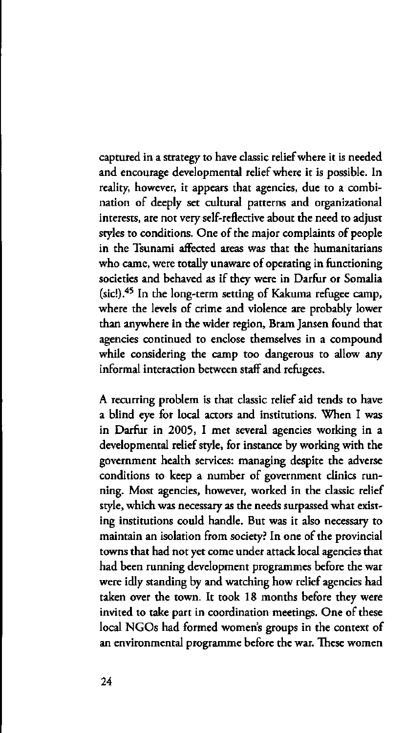captured in a strategy to have classic relief where it is needed and encourage developmental relief where it is possible. In reality, however, it appears that agencies, due to a combination of deeply set cultural patterns and organizational interests, are not very self-reflective about the need to adjust styles to conditions. One of the major complaints of people in the Tsunami affected areas was that the humanitarians who came, were totally unaware of operating in functioning societies and behaved as if they were in Darfur or Somalia (sic!).[45] In the long-term setting of Kakuma refugee camp, where the levels of crime and violence are probably lower than anywhere in the wider region, Bram Jansen found that agencies continued to enclose themselves in a compound while considering the camp too dangerous to allow any informal interaction between staff and refugees.

A recurring problem is that classic relief aid tends to have a blind eye for local actors and institutions. When I was in Darfur in 2005, I met several agencies working in a developmental relief style, for instance by working with the government health services: managing despite the adverse conditions to keep a number of government clinics running. Most agencies, however, worked in the classic relief style, which was necessary as the needs surpassed what existing institutions could handle. But was it also necessary to maintain an isolation from society? In one of the provincial towns that had not yet come under attack local agencies that had been running development programmes before the war were idly standing by and watching how relief agencies had taken over the town. It took 18 months before they were invited to take part in coordination meetings. One of these local NGOs had formed women's groups in the context of an environmental programme before the war. These women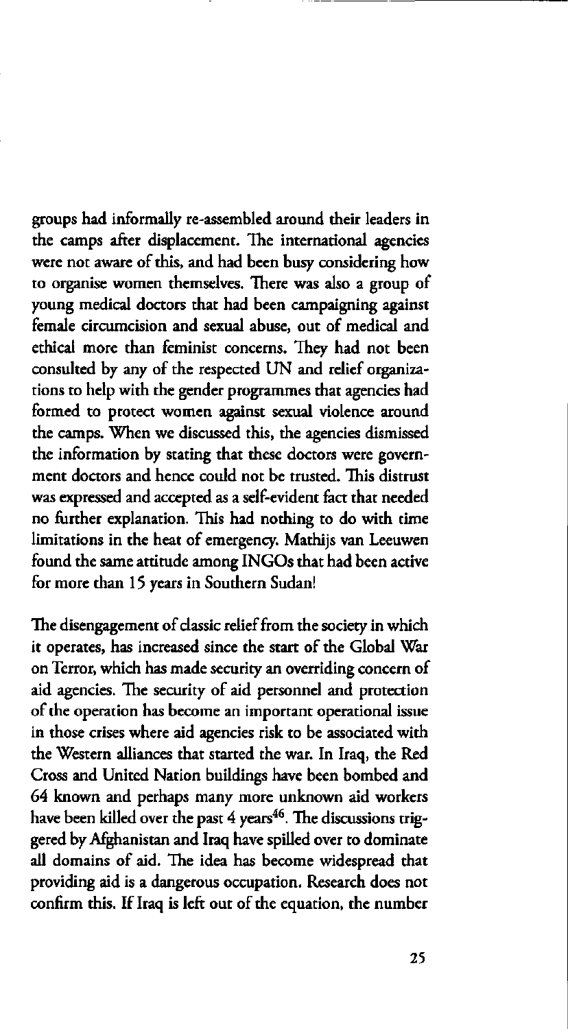groups had informally re-assembled around their leaders in the camps after displacement. The international agencies were not aware of this, and had been busy considering how to organise women themselves. There was also a group of young medical doctors that had been campaigning against female circumcision and sexual abuse, out of medical and ethical more than feminist concerns. They had not been consulted by any of the respected UN and relief organizations to help with the gender programmes that agencies had formed to protect women against sexual violence around the camps. When we discussed this, the agencies dismissed the information by stating that these doctors were government doctors and hence could not be trusted. This distrust was expressed and accepted as a self-evident fact that needed no further explanation. This had nothing to do with time limitations in the heat of emergency. Mathijs van Leeuwen found the same attitude among INGOs that had been active for more than 15 years in Southern Sudan!

The disengagement of classic relief from the society in which it operates, has increased since the start of the Global War on Terror, which has made security an overriding concern of aid agencies. The security of aid personnel and protection of the operation has become an important operational issue in those crises where aid agencies risk to be associated with the Western alliances that started the war. In Iraq, the Red Cross and United Nation buildings have been bombed and 64 known and perhaps many more unknown aid workers have been killed over the past 4 years[46]. The discussions triggered by Afghanistan and Iraq have spilled over to dominate all domains of aid. The idea has become widespread that providing aid is a dangerous occupation. Research does not confirm this. If Iraq is left out of the equation, the number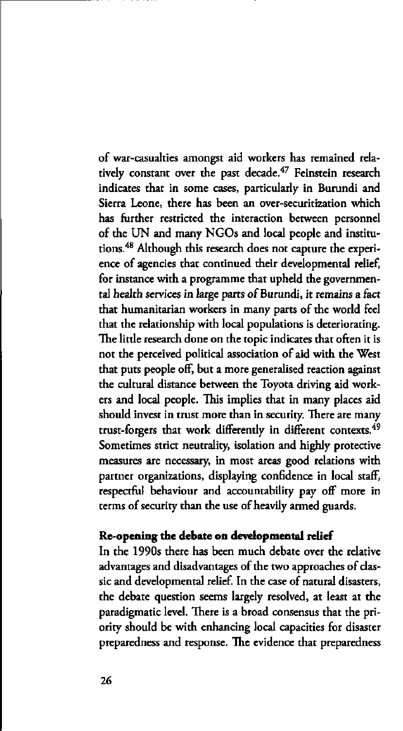of war-casualties amongst aid workers has remained relatively constant over the past decade.[47] Feinstein research indicates that in some cases, particularly in Burundi and Sierra Leone, there has been an over-securitization which has further restricted the interaction between personnel of the UN and many NGOs and local people and institutions.[48] Although this research does not capture the experience of agencies that continued their developmental relief, for instance with a programme that upheld the governmental health services in large parts of Burundi, it remains a fact that humanitarian workers in many parts of the world feel that the relationship with local populations is deteriorating. The little research done on the topic indicates that often it is not the perceived political association of aid with the West that puts people off, but a more generalised reaction against the cultural distance between the Toyota driving aid workers and local people. This implies that in many places aid should invest in trust more than in security. There are many trust-forgers that work differently in different contexts.[49] Sometimes strict neutrality, isolation and highly protective measures are necessary, in most areas good relations with partner organizations, displaying confidence in local staff, respectful behaviour and accountability pay off more in terms of security than the use of heavily armed guards.

**Re-opening the debate on developmental relief**

In the 1990s there has been much debate over the relative advantages and disadvantages of the two approaches of classic and developmental relief. In the case of natural disasters, the debate question seems largely resolved, at least at the paradigmatic level. There is a broad consensus that the priority should be with enhancing local capacities for disaster preparedness and response. The evidence that preparedness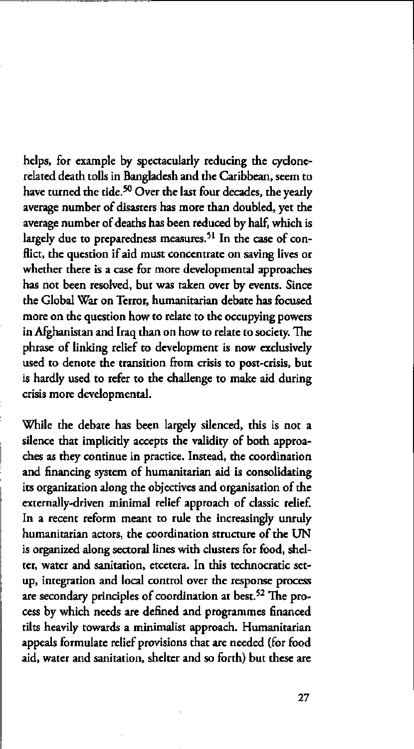helps, for example by spectacularly reducing the cyclone-related death tolls in Bangladesh and the Caribbean, seem to have turned the tide.[50] Over the last four decades, the yearly average number of disasters has more than doubled, yet the average number of deaths has been reduced by half, which is largely due to preparedness measures.[51] In the case of conflict, the question if aid must concentrate on saving lives or whether there is a case for more developmental approaches has not been resolved, but was taken over by events. Since the Global War on Terror, humanitarian debate has focused more on the question how to relate to the occupying powers in Afghanistan and Iraq than on how to relate to society. The phrase of linking relief to development is now exclusively used to denote the transition from crisis to post-crisis, but is hardly used to refer to the challenge to make aid during crisis more developmental.

While the debate has been largely silenced, this is not a silence that implicitly accepts the validity of both approaches as they continue in practice. Instead, the coordination and financing system of humanitarian aid is consolidating its organization along the objectives and organisation of the externally-driven minimal relief approach of classic relief. In a recent reform meant to rule the increasingly unruly humanitarian actors, the coordination structure of the UN is organized along sectoral lines with clusters for food, shelter, water and sanitation, etcetera. In this technocratic set-up, integration and local control over the response process are secondary principles of coordination at best.[52] The process by which needs are defined and programmes financed tilts heavily towards a minimalist approach. Humanitarian appeals formulate relief provisions that are needed (for food aid, water and sanitation, shelter and so forth) but these are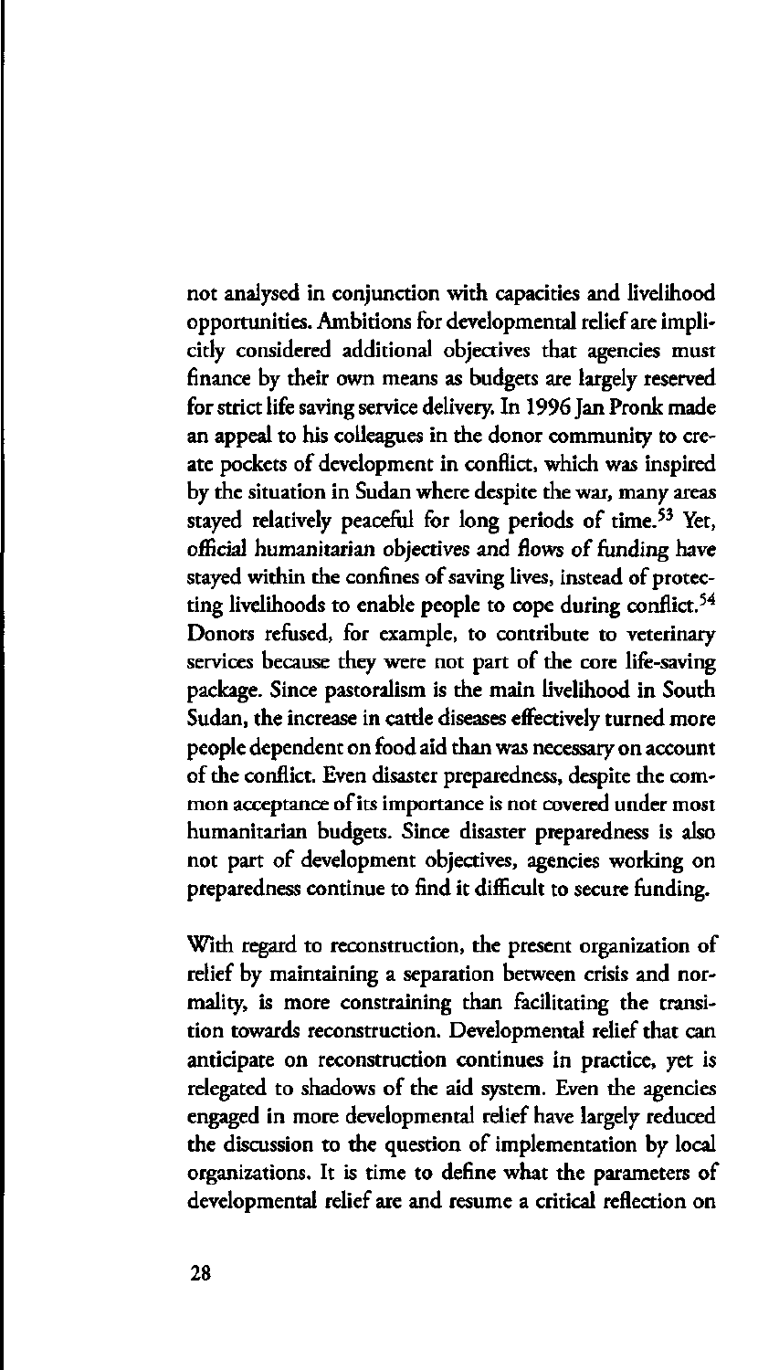not analysed in conjunction with capacities and livelihood opportunities. Ambitions for developmental relief are implicitly considered additional objectives that agencies must finance by their own means as budgets are largely reserved for strict life saving service delivery. In 1996 Jan Pronk made an appeal to his colleagues in the donor community to create pockets of development in conflict, which was inspired by the situation in Sudan where despite the war, many areas stayed relatively peaceful for long periods of time.[53] Yet, official humanitarian objectives and flows of funding have stayed within the confines of saving lives, instead of protecting livelihoods to enable people to cope during conflict.[54] Donors refused, for example, to contribute to veterinary services because they were not part of the core life-saving package. Since pastoralism is the main livelihood in South Sudan, the increase in cattle diseases effectively turned more people dependent on food aid than was necessary on account of the conflict. Even disaster preparedness, despite the common acceptance of its importance is not covered under most humanitarian budgets. Since disaster preparedness is also not part of development objectives, agencies working on preparedness continue to find it difficult to secure funding.

With regard to reconstruction, the present organization of relief by maintaining a separation between crisis and normality, is more constraining than facilitating the transition towards reconstruction. Developmental relief that can anticipate on reconstruction continues in practice, yet is relegated to shadows of the aid system. Even the agencies engaged in more developmental relief have largely reduced the discussion to the question of implementation by local organizations. It is time to define what the parameters of developmental relief are and resume a critical reflection on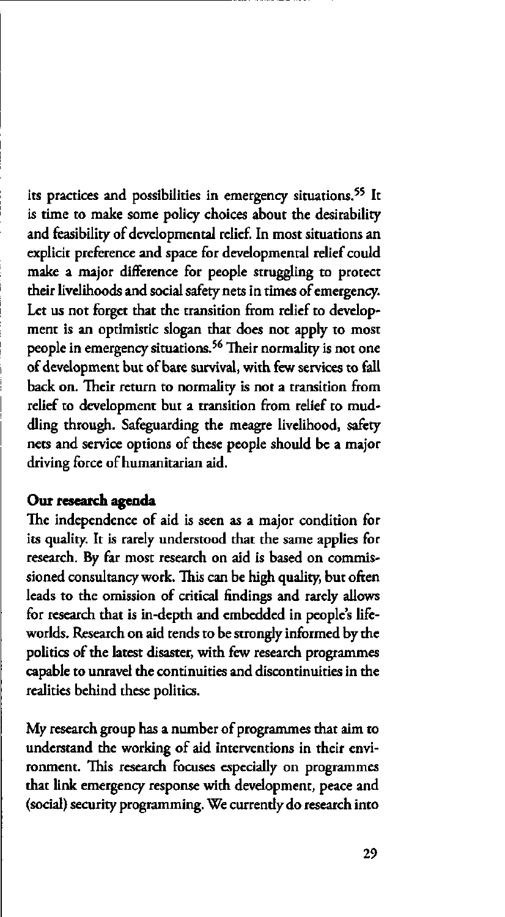its practices and possibilities in emergency situations.[55] It is time to make some policy choices about the desirability and feasibility of developmental relief. In most situations an explicit preference and space for developmental relief could make a major difference for people struggling to protect their livelihoods and social safety nets in times of emergency. Let us not forget that the transition from relief to development is an optimistic slogan that does not apply to most people in emergency situations.[56] Their normality is not one of development but of bare survival, with few services to fall back on. Their return to normality is not a transition from relief to development but a transition from relief to muddling through. Safeguarding the meagre livelihood, safety nets and service options of these people should be a major driving force of humanitarian aid.

**Our research agenda**

The independence of aid is seen as a major condition for its quality. It is rarely understood that the same applies for research. By far most research on aid is based on commissioned consultancy work. This can be high quality, but often leads to the omission of critical findings and rarely allows for research that is in-depth and embedded in people's life-worlds. Research on aid tends to be strongly informed by the politics of the latest disaster, with few research programmes capable to unravel the continuities and discontinuities in the realities behind these politics.

My research group has a number of programmes that aim to understand the working of aid interventions in their environment. This research focuses especially on programmes that link emergency response with development, peace and (social) security programming. We currently do research into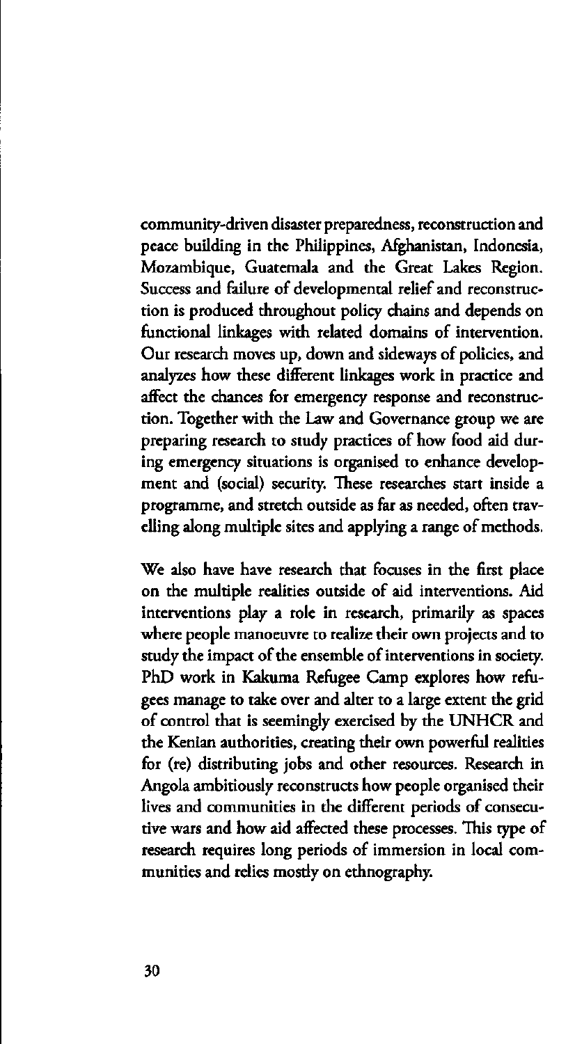community-driven disaster preparedness, reconstruction and peace building in the Philippines, Afghanistan, Indonesia, Mozambique, Guatemala and the Great Lakes Region. Success and failure of developmental relief and reconstruction is produced throughout policy chains and depends on functional linkages with related domains of intervention. Our research moves up, down and sideways of policies, and analyzes how these different linkages work in practice and affect the chances for emergency response and reconstruction. Together with the Law and Governance group we are preparing research to study practices of how food aid during emergency situations is organised to enhance development and (social) security. These researches start inside a programme, and stretch outside as far as needed, often travelling along multiple sites and applying a range of methods.

We also have have research that focuses in the first place on the multiple realities outside of aid interventions. Aid interventions play a role in research, primarily as spaces where people manoeuvre to realize their own projects and to study the impact of the ensemble of interventions in society. PhD work in Kakuma Refugee Camp explores how refugees manage to take over and alter to a large extent the grid of control that is seemingly exercised by the UNHCR and the Kenian authorities, creating their own powerful realities for (re) distributing jobs and other resources. Research in Angola ambitiously reconstructs how people organised their lives and communities in the different periods of consecutive wars and how aid affected these processes. This type of research requires long periods of immersion in local communities and relies mostly on ethnography.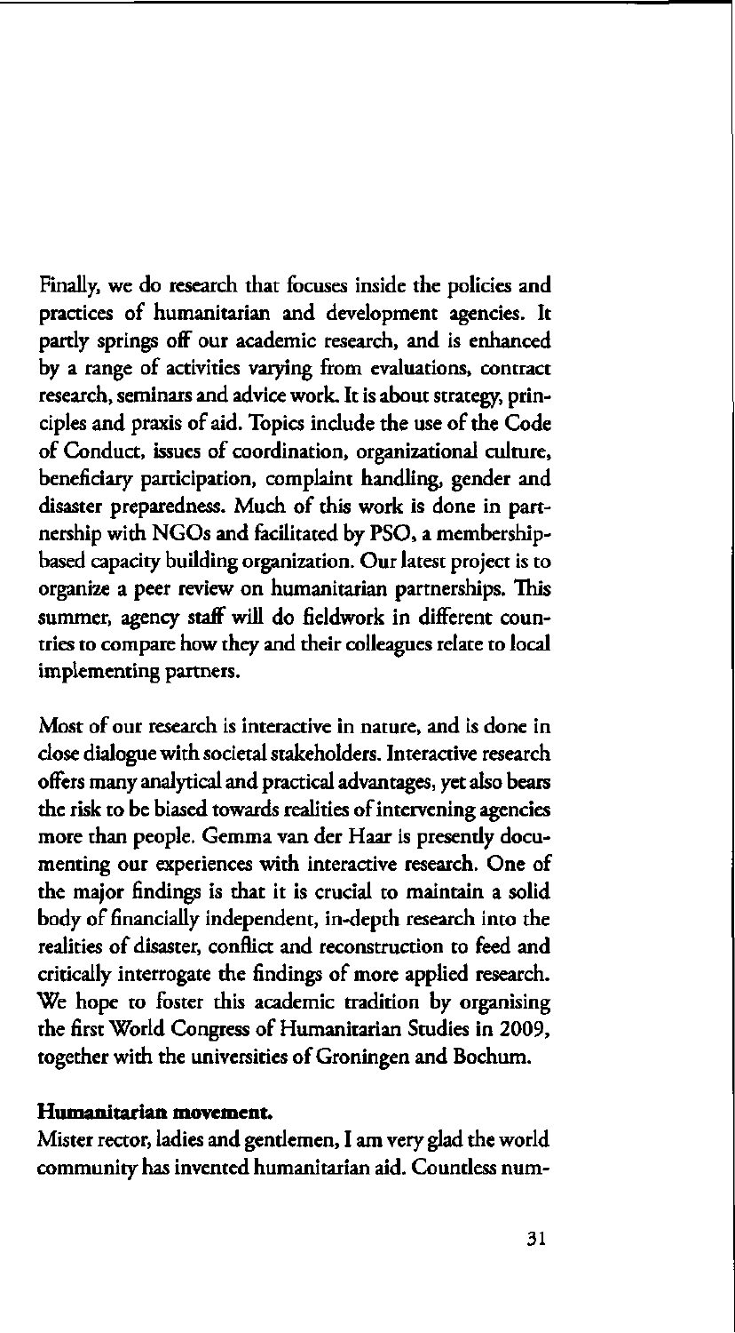Finally, we do research that focuses inside the policies and practices of humanitarian and development agencies. It partly springs off our academic research, and is enhanced by a range of activities varying from evaluations, contract research, seminars and advice work. It is about strategy, principles and praxis of aid. Topics include the use of the Code of Conduct, issues of coordination, organizational culture, beneficiary participation, complaint handling, gender and disaster preparedness. Much of this work is done in partnership with NGOs and facilitated by PSO, a membership-based capacity building organization. Our latest project is to organize a peer review on humanitarian partnerships. This summer, agency staff will do fieldwork in different countries to compare how they and their colleagues relate to local implementing partners.

Most of our research is interactive in nature, and is done in close dialogue with societal stakeholders. Interactive research offers many analytical and practical advantages, yet also bears the risk to be biased towards realities of intervening agencies more than people. Gemma van der Haar is presently documenting our experiences with interactive research. One of the major findings is that it is crucial to maintain a solid body of financially independent, in-depth research into the realities of disaster, conflict and reconstruction to feed and critically interrogate the findings of more applied research. We hope to foster this academic tradition by organising the first World Congress of Humanitarian Studies in 2009, together with the universities of Groningen and Bochum.

**Humanitarian movement.**

Mister rector, ladies and gentlemen, I am very glad the world community has invented humanitarian aid. Countless num-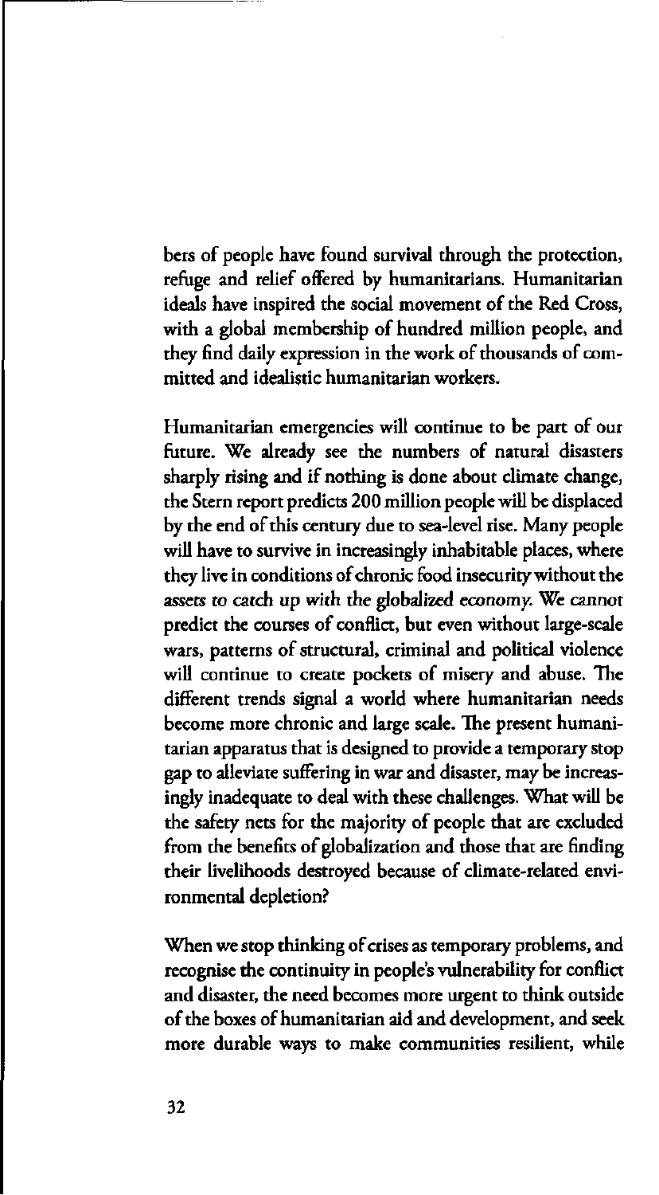bers of people have found survival through the protection, refuge and relief offered by humanitarians. Humanitarian ideals have inspired the social movement of the Red Cross, with a global membership of hundred million people, and they find daily expression in the work of thousands of committed and idealistic humanitarian workers.

Humanitarian emergencies will continue to be part of our future. We already see the numbers of natural disasters sharply rising and if nothing is done about climate change, the Stern report predicts 200 million people will be displaced by the end of this century due to sea-level rise. Many people will have to survive in increasingly inhabitable places, where they live in conditions of chronic food insecurity without the assets to catch up with the globalized economy. We cannot predict the courses of conflict, but even without large-scale wars, patterns of structural, criminal and political violence will continue to create pockets of misery and abuse. The different trends signal a world where humanitarian needs become more chronic and large scale. The present humanitarian apparatus that is designed to provide a temporary stop gap to alleviate suffering in war and disaster, may be increasingly inadequate to deal with these challenges. What will be the safety nets for the majority of people that are excluded from the benefits of globalization and those that are finding their livelihoods destroyed because of climate-related environmental depletion?

When we stop thinking of crises as temporary problems, and recognise the continuity in people's vulnerability for conflict and disaster, the need becomes more urgent to think outside of the boxes of humanitarian aid and development, and seek more durable ways to make communities resilient, while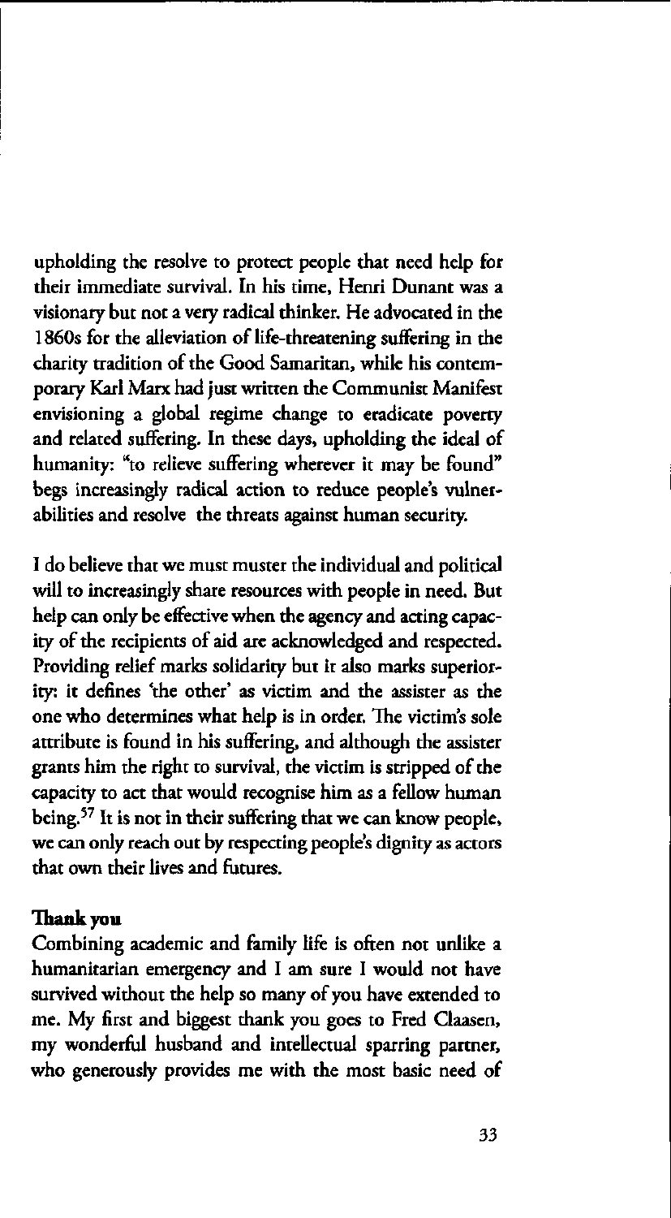upholding the resolve to protect people that need help for their immediate survival. In his time, Henri Dunant was a visionary but not a very radical thinker. He advocated in the 1860s for the alleviation of life-threatening suffering in the charity tradition of the Good Samaritan, while his contemporary Karl Marx had just written the Communist Manifest envisioning a global regime change to eradicate poverty and related suffering. In these days, upholding the ideal of humanity: "to relieve suffering wherever it may be found" begs increasingly radical action to reduce people's vulnerabilities and resolve the threats against human security.

I do believe that we must muster the individual and political will to increasingly share resources with people in need. But help can only be effective when the agency and acting capacity of the recipients of aid are acknowledged and respected. Providing relief marks solidarity but it also marks superiority: it defines 'the other' as victim and the assister as the one who determines what help is in order. The victim's sole attribute is found in his suffering, and although the assister grants him the right to survival, the victim is stripped of the capacity to act that would recognise him as a fellow human being.[57] It is not in their suffering that we can know people, we can only reach out by respecting people's dignity as actors that own their lives and futures.

**Thank you**

Combining academic and family life is often not unlike a humanitarian emergency and I am sure I would not have survived without the help so many of you have extended to me. My first and biggest thank you goes to Fred Claasen, my wonderful husband and intellectual sparring partner, who generously provides me with the most basic need of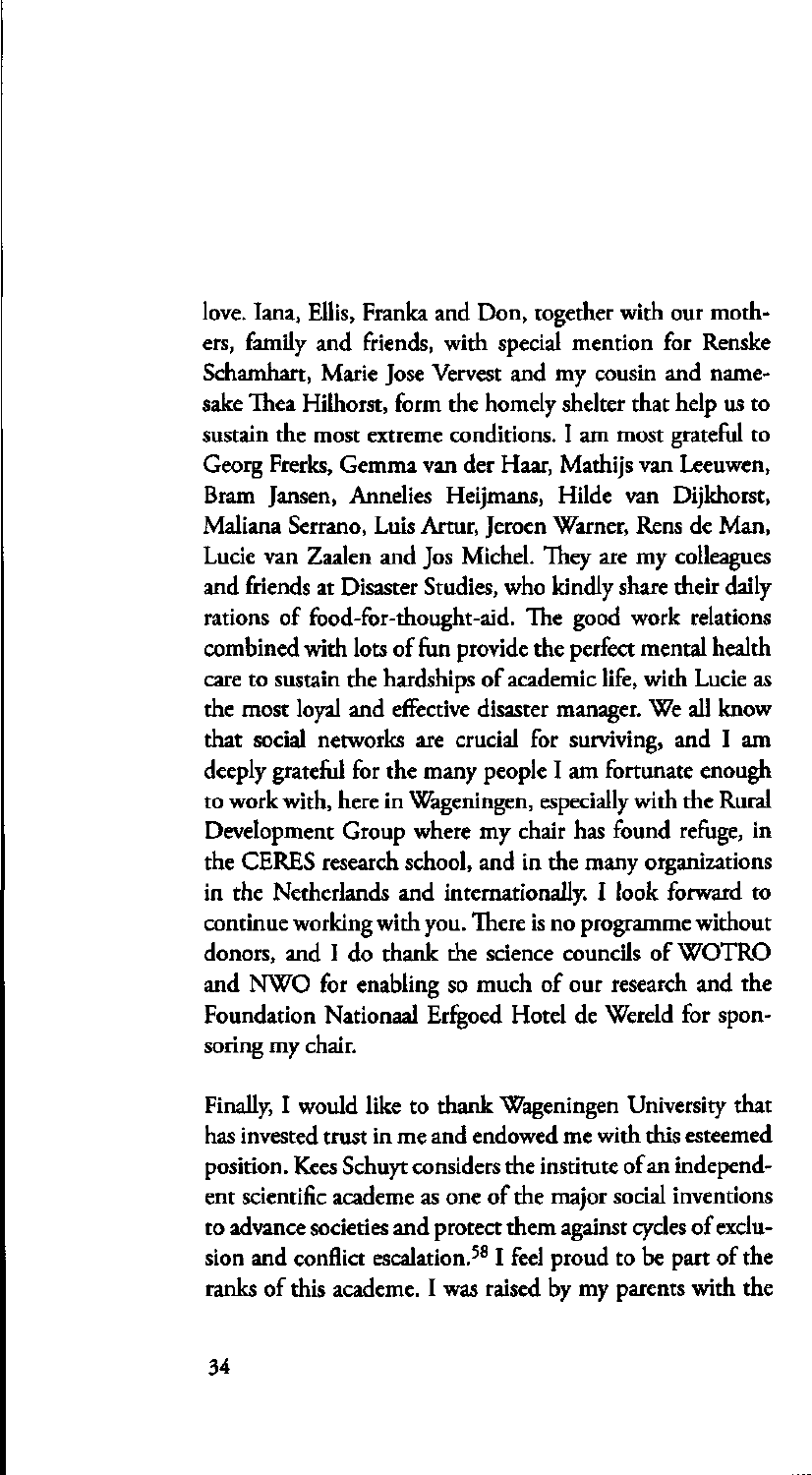love. Iana, Ellis, Franka and Don, together with our mothers, family and friends, with special mention for Renske Schamhart, Marie Jose Vervest and my cousin and namesake Thea Hilhorst, form the homely shelter that help us to sustain the most extreme conditions. I am most grateful to Georg Frerks, Gemma van der Haar, Mathijs van Leeuwen, Bram Jansen, Annelies Heijmans, Hilde van Dijkhorst, Maliana Serrano, Luis Artur, Jeroen Warner, Rens de Man, Lucie van Zaalen and Jos Michel. They are my colleagues and friends at Disaster Studies, who kindly share their daily rations of food-for-thought-aid. The good work relations combined with lots of fun provide the perfect mental health care to sustain the hardships of academic life, with Lucie as the most loyal and effective disaster manager. We all know that social networks are crucial for surviving, and I am deeply grateful for the many people I am fortunate enough to work with, here in Wageningen, especially with the Rural Development Group where my chair has found refuge, in the CERES research school, and in the many organizations in the Netherlands and internationally. I look forward to continue working with you. There is no programme without donors, and I do thank the science councils of WOTRO and NWO for enabling so much of our research and the Foundation Nationaal Erfgoed Hotel de Wereld for sponsoring my chair.

Finally, I would like to thank Wageningen University that has invested trust in me and endowed me with this esteemed position. Kees Schuyt considers the institute of an independent scientific academe as one of the major social inventions to advance societies and protect them against cycles of exclusion and conflict escalation.[58] I feel proud to be part of the ranks of this academe. I was raised by my parents with the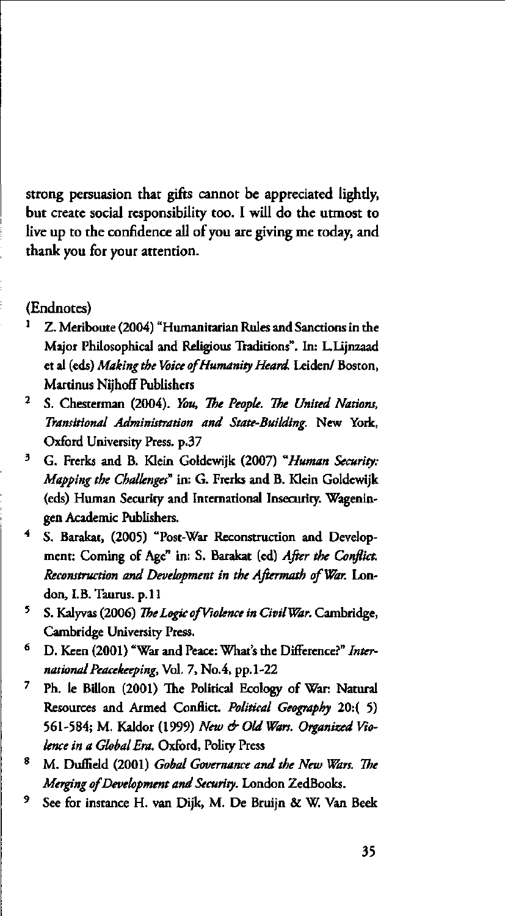strong persuasion that gifts cannot be appreciated lightly, but create social responsibility too. I will do the utmost to live up to the confidence all of you are giving me today, and thank you for your attention.

(Endnotes)

1. Z. Meriboute (2004) "Humanitarian Rules and Sanctions in the Major Philosophical and Religious Traditions". In: L.Lijnzaad et al (eds) *Making the Voice of Humanity Heard.* Leiden/ Boston, Martinus Nijhoff Publishers
2. S. Chesterman (2004). *You, The People. The United Nations, Transitional Administration and State-Building.* New York, Oxford University Press. p.37
3. G. Frerks and B. Klein Goldewijk (2007) "*Human Security: Mapping the Challenges*" in: G. Frerks and B. Klein Goldewijk (eds) Human Security and International Insecurity. Wageningen Academic Publishers.
4. S. Barakat, (2005) "Post-War Reconstruction and Development: Coming of Age" in: S. Barakat (ed) *After the Conflict. Reconstruction and Development in the Aftermath of War.* London, I.B. Taurus. p.11
5. S. Kalyvas (2006) *The Logic of Violence in Civil War.* Cambridge, Cambridge University Press.
6. D. Keen (2001) "War and Peace: What's the Difference?" *International Peacekeeping,* Vol. 7, No.4, pp.1-22
7. Ph. le Billon (2001) The Political Ecology of War: Natural Resources and Armed Conflict. *Political Geography* 20:( 5) 561-584; M. Kaldor (1999) *New & Old Wars. Organized Violence in a Global Era.* Oxford, Polity Press
8. M. Duffield (2001) *Gobal Governance and the New Wars. The Merging of Development and Security.* London ZedBooks.
9. See for instance H. van Dijk, M. De Bruijn & W. Van Beek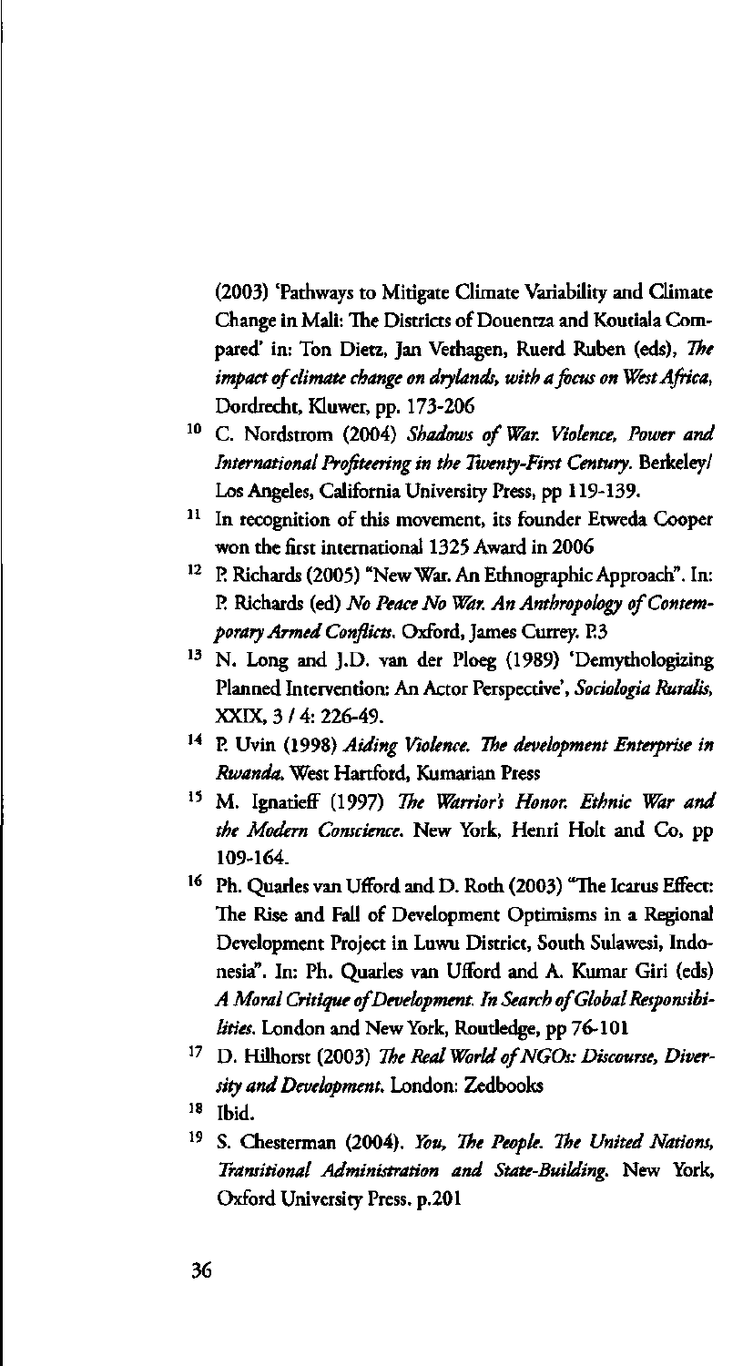(2003) 'Pathways to Mitigate Climate Variability and Climate Change in Mali: The Districts of Douentza and Koutiala Compared' in: Ton Dietz, Jan Verhagen, Ruerd Ruben (eds), *The impact of climate change on drylands, with a focus on West Africa*, Dordrecht, Kluwer, pp. 173-206

10. C. Nordstrom (2004) *Shadows of War. Violence, Power and International Profiteering in the Twenty-First Century*. Berkeley/ Los Angeles, California University Press, pp 119-139.
11. In recognition of this movement, its founder Etweda Cooper won the first international 1325 Award in 2006
12. P. Richards (2005) "New War. An Ethnographic Approach". In: P. Richards (ed) *No Peace No War. An Anthropology of Contemporary Armed Conflicts*. Oxford, James Currey. P.3
13. N. Long and J.D. van der Ploeg (1989) 'Demythologizing Planned Intervention: An Actor Perspective', *Sociologia Ruralis*, XXIX, 3 / 4: 226-49.
14. P. Uvin (1998) *Aiding Violence. The development Enterprise in Rwanda*. West Hartford, Kumarian Press
15. M. Ignatieff (1997) *The Warrior's Honor. Ethnic War and the Modern Conscience*. New York, Henri Holt and Co, pp 109-164.
16. Ph. Quarles van Ufford and D. Roth (2003) "The Icarus Effect: The Rise and Fall of Development Optimisms in a Regional Development Project in Luwu District, South Sulawesi, Indonesia". In: Ph. Quarles van Ufford and A. Kumar Giri (eds) *A Moral Critique of Development. In Search of Global Responsibilities*. London and New York, Routledge, pp 76-101
17. D. Hilhorst (2003) *The Real World of NGOs: Discourse, Diversity and Development*. London: Zedbooks
18. Ibid.
19. S. Chesterman (2004). *You, The People. The United Nations, Transitional Administration and State-Building*. New York, Oxford University Press. p.201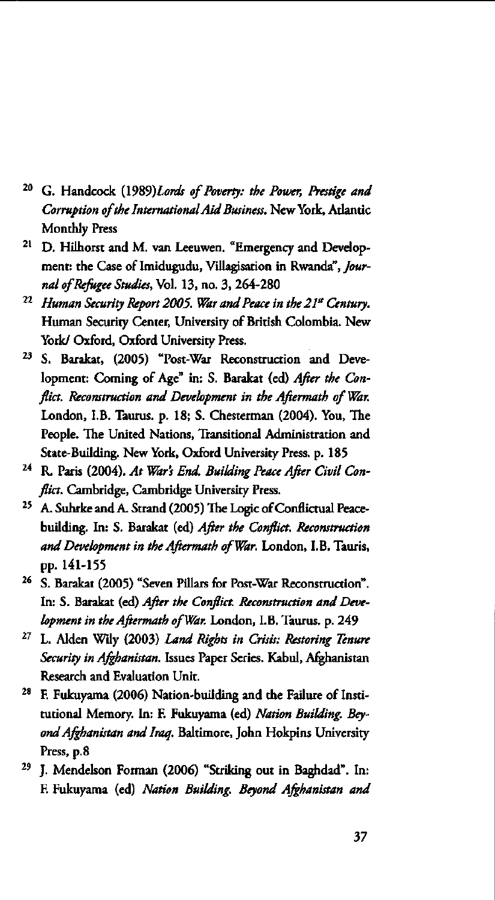20. G. Handcock (1989)*Lords of Poverty: the Power, Prestige and Corruption of the International Aid Business*. New York, Atlantic Monthly Press
21. D. Hilhorst and M. van Leeuwen. "Emergency and Development: the Case of Imidugudu, Villagisation in Rwanda", *Journal of Refugee Studies*, Vol. 13, no. 3, 264-280
22. *Human Security Report 2005. War and Peace in the 21st Century.* Human Security Center, University of British Colombia. New York/ Oxford, Oxford University Press.
23. S. Barakat, (2005) "Post-War Reconstruction and Development: Coming of Age" in: S. Barakat (ed) *After the Conflict. Reconstruction and Development in the Aftermath of War.* London, I.B. Taurus. p. 18; S. Chesterman (2004). You, The People. The United Nations, Transitional Administration and State-Building. New York, Oxford University Press. p. 185
24. R. Paris (2004). *At War's End. Building Peace After Civil Conflict.* Cambridge, Cambridge University Press.
25. A. Suhrke and A. Strand (2005) The Logic of Conflictual Peacebuilding. In: S. Barakat (ed) *After the Conflict. Reconstruction and Development in the Aftermath of War.* London, I.B. Tauris, pp. 141-155
26. S. Barakat (2005) "Seven Pillars for Post-War Reconstruction". In: S. Barakat (ed) *After the Conflict. Reconstruction and Development in the Aftermath of War.* London, I.B. Taurus. p. 249
27. L. Alden Wily (2003) *Land Rights in Crisis: Restoring Tenure Security in Afghanistan.* Issues Paper Series. Kabul, Afghanistan Research and Evaluation Unit.
28. F. Fukuyama (2006) Nation-building and the Failure of Institutional Memory. In: F. Fukuyama (ed) *Nation Building. Beyond Afghanistan and Iraq.* Baltimore, John Hokpins University Press, p.8
29. J. Mendelson Forman (2006) "Striking out in Baghdad". In: F. Fukuyama (ed) *Nation Building. Beyond Afghanistan and*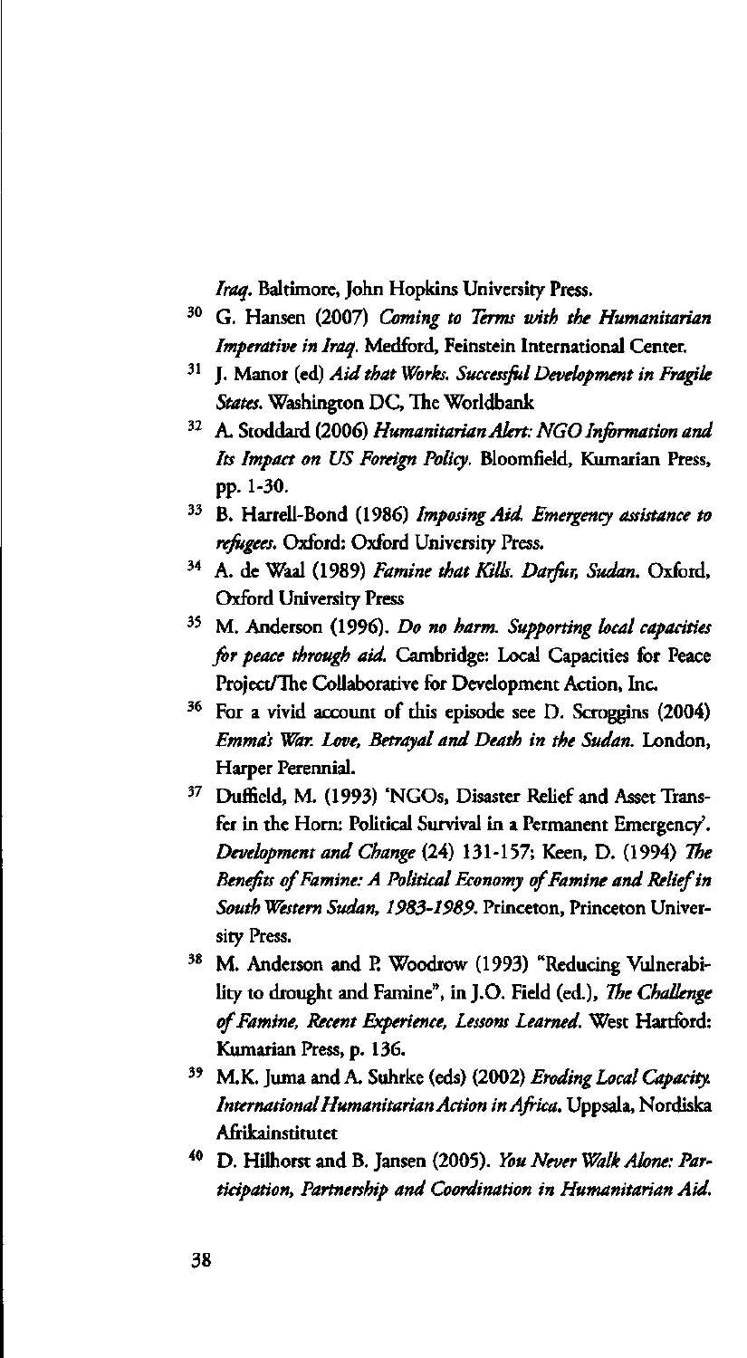*Iraq*. Baltimore, John Hopkins University Press.

30 G. Hansen (2007) *Coming to Terms with the Humanitarian Imperative in Iraq*. Medford, Feinstein International Center.

31 J. Manor (ed) *Aid that Works. Successful Development in Fragile States*. Washington DC, The Worldbank

32 A. Stoddard (2006) *Humanitarian Alert: NGO Information and Its Impact on US Foreign Policy*. Bloomfield, Kumarian Press, pp. 1-30.

33 B. Harrell-Bond (1986) *Imposing Aid. Emergency assistance to refugees*. Oxford: Oxford University Press.

34 A. de Waal (1989) *Famine that Kills. Darfur, Sudan*. Oxford, Oxford University Press

35 M. Anderson (1996). *Do no harm. Supporting local capacities for peace through aid*. Cambridge: Local Capacities for Peace Project/The Collaborative for Development Action, Inc.

36 For a vivid account of this episode see D. Scroggins (2004) *Emma's War. Love, Betrayal and Death in the Sudan*. London, Harper Perennial.

37 Duffield, M. (1993) 'NGOs, Disaster Relief and Asset Transfer in the Horn: Political Survival in a Permanent Emergency'. *Development and Change* (24) 131-157; Keen, D. (1994) *The Benefits of Famine: A Political Economy of Famine and Relief in South Western Sudan, 1983-1989*. Princeton, Princeton University Press.

38 M. Anderson and P. Woodrow (1993) "Reducing Vulnerability to drought and Famine", in J.O. Field (ed.), *The Challenge of Famine, Recent Experience, Lessons Learned*. West Hartford: Kumarian Press, p. 136.

39 M.K. Juma and A. Suhrke (eds) (2002) *Eroding Local Capacity. International Humanitarian Action in Africa*. Uppsala, Nordiska Afrikainstitutet

40 D. Hilhorst and B. Jansen (2005). *You Never Walk Alone: Participation, Partnership and Coordination in Humanitarian Aid.*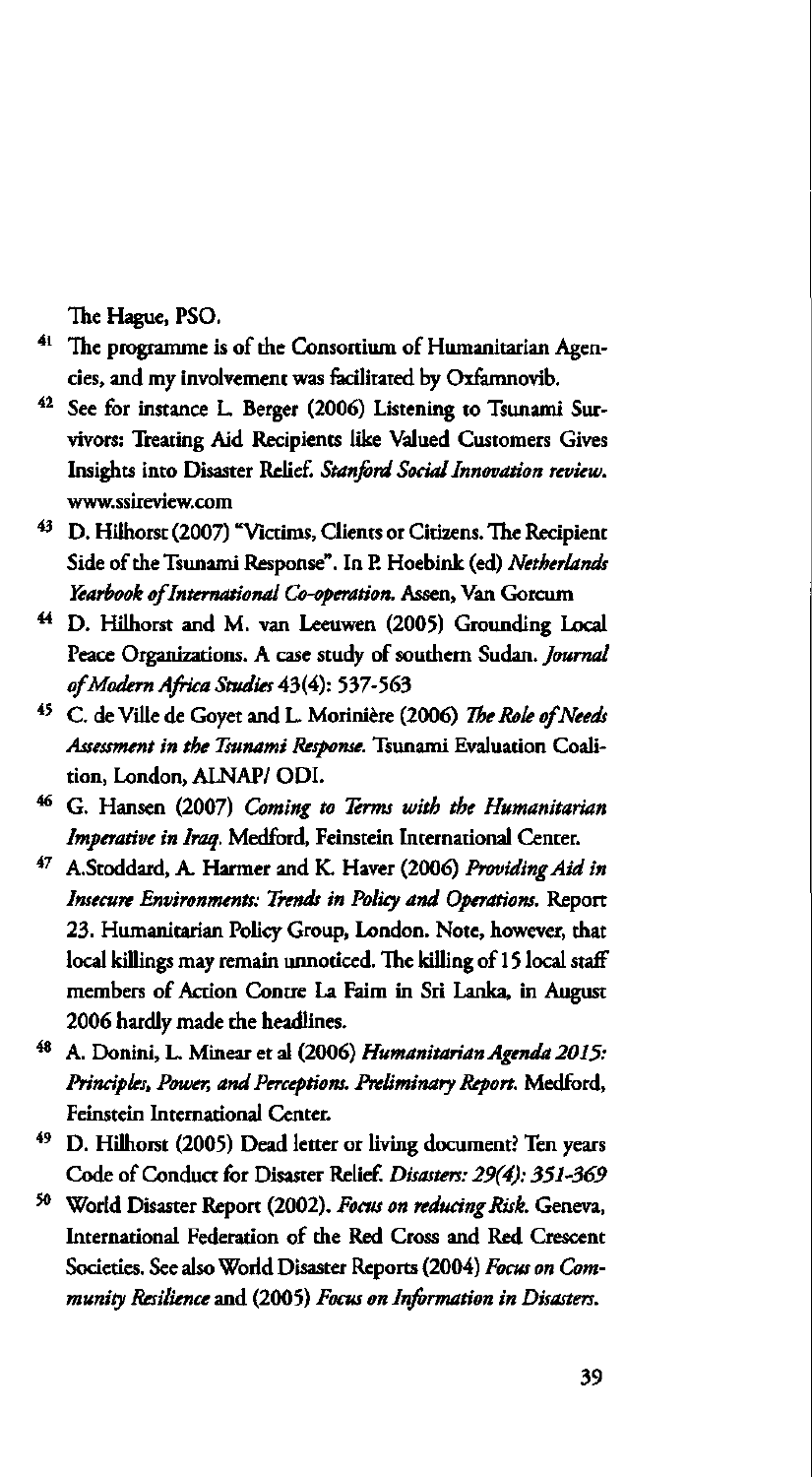The Hague, PSO.

41 The programme is of the Consortium of Humanitarian Agencies, and my involvement was facilitated by Oxfamnovib.

42 See for instance L. Berger (2006) Listening to Tsunami Survivors: Treating Aid Recipients like Valued Customers Gives Insights into Disaster Relief. *Stanford Social Innovation review.* www.ssireview.com

43 D. Hilhorst (2007) "Victims, Clients or Citizens. The Recipient Side of the Tsunami Response". In P. Hoebink (ed) *Netherlands Yearbook of International Co-operation.* Assen, Van Gorcum

44 D. Hilhorst and M. van Leeuwen (2005) Grounding Local Peace Organizations. A case study of southern Sudan. *Journal of Modern Africa Studies* 43(4): 537-563

45 C. de Ville de Goyet and L. Morinière (2006) *The Role of Needs Assessment in the Tsunami Response.* Tsunami Evaluation Coalition, London, ALNAP/ ODI.

46 G. Hansen (2007) *Coming to Terms with the Humanitarian Imperative in Iraq.* Medford, Feinstein International Center.

47 A.Stoddard, A. Harmer and K. Haver (2006) *Providing Aid in Insecure Environments: Trends in Policy and Operations.* Report 23. Humanitarian Policy Group, London. Note, however, that local killings may remain unnoticed. The killing of 15 local staff members of Action Contre La Faim in Sri Lanka, in August 2006 hardly made the headlines.

48 A. Donini, L. Minear et al (2006) *Humanitarian Agenda 2015: Principles, Power, and Perceptions. Preliminary Report.* Medford, Feinstein International Center.

49 D. Hilhorst (2005) Dead letter or living document? Ten years Code of Conduct for Disaster Relief. *Disasters: 29(4): 351-369*

50 World Disaster Report (2002). *Focus on reducing Risk.* Geneva, International Federation of the Red Cross and Red Crescent Societies. See also World Disaster Reports (2004) *Focus on Community Resilience* and (2005) *Focus on Information in Disasters.*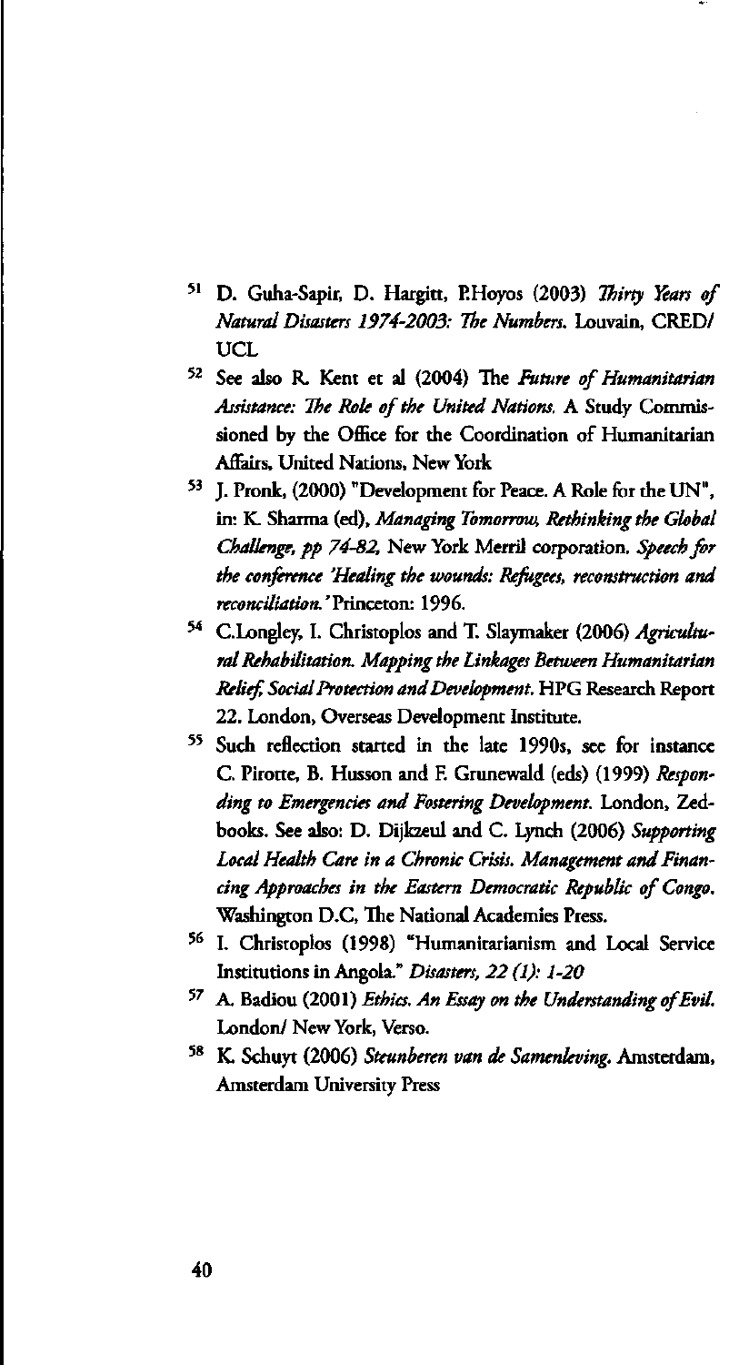[51] D. Guha-Sapir, D. Hargitt, P.Hoyos (2003) *Thirty Years of Natural Disasters 1974-2003: The Numbers.* Louvain, CRED/ UCL

[52] See also R. Kent et al (2004) The *Future of Humanitarian Assistance: The Role of the United Nations.* A Study Commissioned by the Office for the Coordination of Humanitarian Affairs, United Nations, New York

[53] J. Pronk, (2000) "Development for Peace. A Role for the UN", in: K. Sharma (ed), *Managing Tomorrow, Rethinking the Global Challenge, pp 74-82,* New York Merril corporation. *Speech for the conference 'Healing the wounds: Refugees, reconstruction and reconciliation.'* Princeton: 1996.

[54] C.Longley, I. Christoplos and T. Slaymaker (2006) *Agricultural Rehabilitation. Mapping the Linkages Between Humanitarian Relief, Social Protection and Development.* HPG Research Report 22. London, Overseas Development Institute.

[55] Such reflection started in the late 1990s, see for instance C. Pirotte, B. Husson and F. Grunewald (eds) (1999) *Responding to Emergencies and Fostering Development.* London, Zedbooks. See also: D. Dijkzeul and C. Lynch (2006) *Supporting Local Health Care in a Chronic Crisis. Management and Financing Approaches in the Eastern Democratic Republic of Congo.* Washington D.C, The National Academies Press.

[56] I. Christoplos (1998) "Humanitarianism and Local Service Institutions in Angola." *Disasters, 22 (1): 1-20*

[57] A. Badiou (2001) *Ethics. An Essay on the Understanding of Evil.* London/ New York, Verso.

[58] K. Schuyt (2006) *Steunberen van de Samenleving.* Amsterdam, Amsterdam University Press